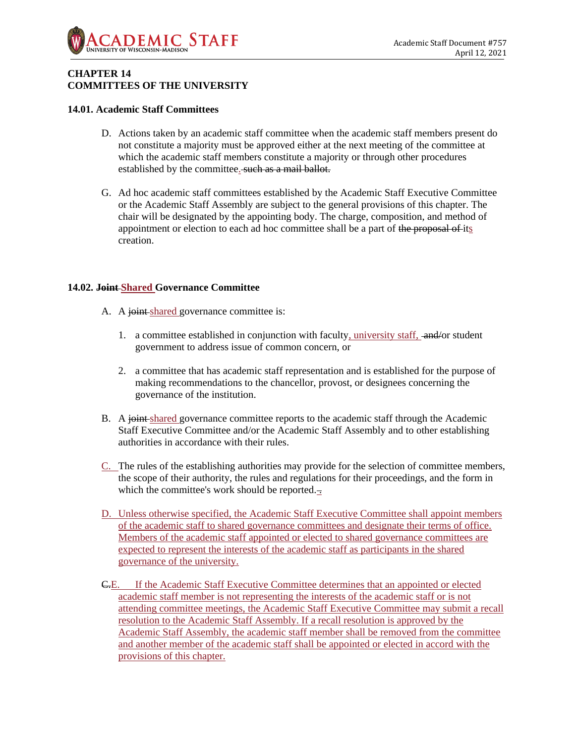**CHAPTER 14**
**COMMITTEES OF THE UNIVERSITY**

**14.01. Academic Staff Committees**

D. Actions taken by an academic staff committee when the academic staff members present do not constitute a majority must be approved either at the next meeting of the committee at which the academic staff members constitute a majority or through other procedures established by the committee. ~~such as a mail ballot.~~

G. Ad hoc academic staff committees established by the Academic Staff Executive Committee or the Academic Staff Assembly are subject to the general provisions of this chapter. The chair will be designated by the appointing body. The charge, composition, and method of appointment or election to each ad hoc committee shall be a part of ~~the proposal of~~ its creation.

**14.02. ~~Joint~~ Shared Governance Committee**

A. A ~~joint~~ shared governance committee is:

1. a committee established in conjunction with faculty, university staff, ~~and/~~or student government to address issue of common concern, or

2. a committee that has academic staff representation and is established for the purpose of making recommendations to the chancellor, provost, or designees concerning the governance of the institution.

B. A ~~joint~~ shared governance committee reports to the academic staff through the Academic Staff Executive Committee and/or the Academic Staff Assembly and to other establishing authorities in accordance with their rules.

C. The rules of the establishing authorities may provide for the selection of committee members, the scope of their authority, the rules and regulations for their proceedings, and the form in which the committee's work should be reported.

D. Unless otherwise specified, the Academic Staff Executive Committee shall appoint members of the academic staff to shared governance committees and designate their terms of office. Members of the academic staff appointed or elected to shared governance committees are expected to represent the interests of the academic staff as participants in the shared governance of the university.

~~C.~~E. If the Academic Staff Executive Committee determines that an appointed or elected academic staff member is not representing the interests of the academic staff or is not attending committee meetings, the Academic Staff Executive Committee may submit a recall resolution to the Academic Staff Assembly. If a recall resolution is approved by the Academic Staff Assembly, the academic staff member shall be removed from the committee and another member of the academic staff shall be appointed or elected in accord with the provisions of this chapter.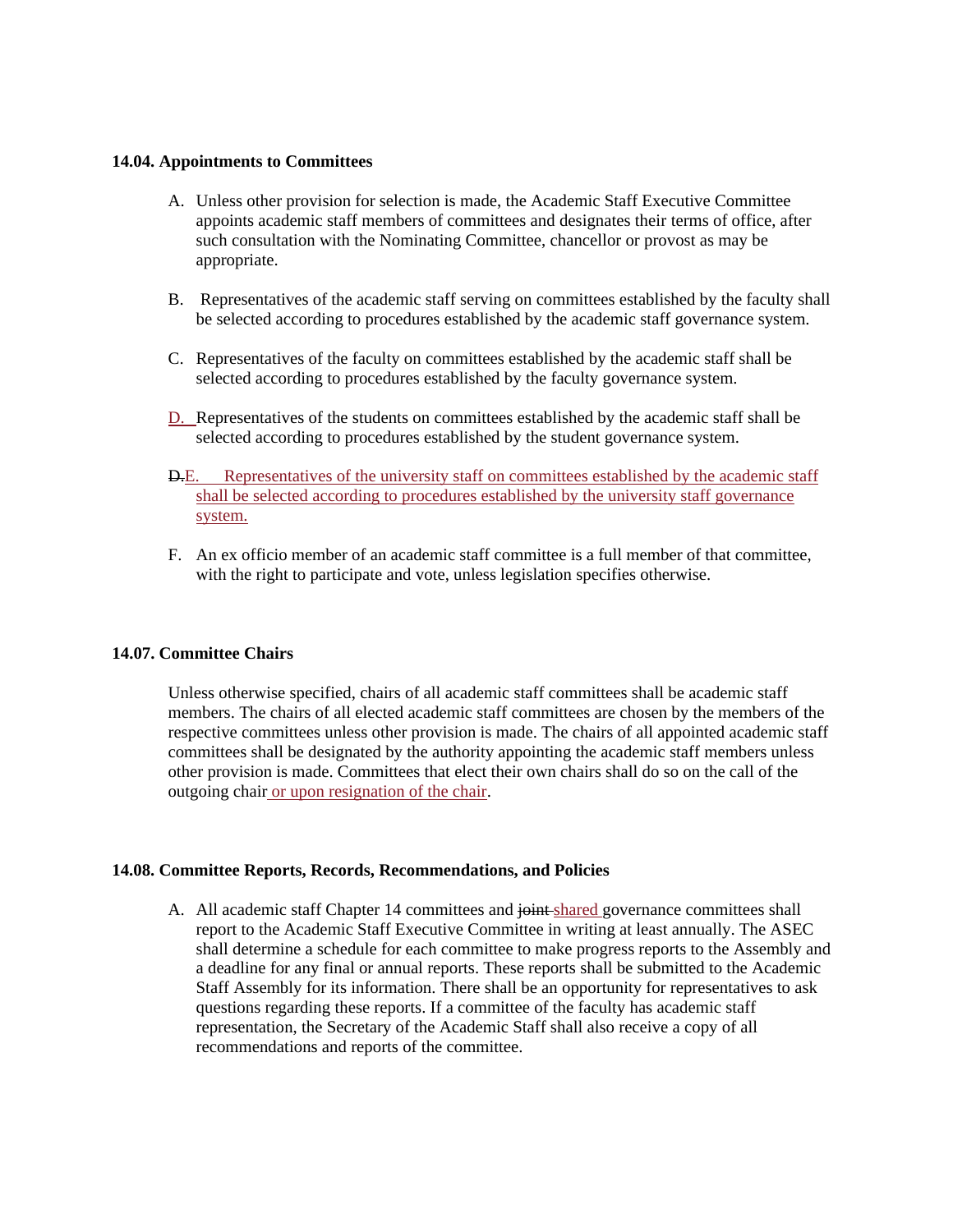**14.04. Appointments to Committees**

A. Unless other provision for selection is made, the Academic Staff Executive Committee appoints academic staff members of committees and designates their terms of office, after such consultation with the Nominating Committee, chancellor or provost as may be appropriate.

B. Representatives of the academic staff serving on committees established by the faculty shall be selected according to procedures established by the academic staff governance system.

C. Representatives of the faculty on committees established by the academic staff shall be selected according to procedures established by the faculty governance system.

D. Representatives of the students on committees established by the academic staff shall be selected according to procedures established by the student governance system.

~~D.~~E. Representatives of the university staff on committees established by the academic staff shall be selected according to procedures established by the university staff governance system.

F. An ex officio member of an academic staff committee is a full member of that committee, with the right to participate and vote, unless legislation specifies otherwise.

**14.07. Committee Chairs**

Unless otherwise specified, chairs of all academic staff committees shall be academic staff members. The chairs of all elected academic staff committees are chosen by the members of the respective committees unless other provision is made. The chairs of all appointed academic staff committees shall be designated by the authority appointing the academic staff members unless other provision is made. Committees that elect their own chairs shall do so on the call of the outgoing chair or upon resignation of the chair.

**14.08. Committee Reports, Records, Recommendations, and Policies**

A. All academic staff Chapter 14 committees and ~~joint~~ shared governance committees shall report to the Academic Staff Executive Committee in writing at least annually. The ASEC shall determine a schedule for each committee to make progress reports to the Assembly and a deadline for any final or annual reports. These reports shall be submitted to the Academic Staff Assembly for its information. There shall be an opportunity for representatives to ask questions regarding these reports. If a committee of the faculty has academic staff representation, the Secretary of the Academic Staff shall also receive a copy of all recommendations and reports of the committee.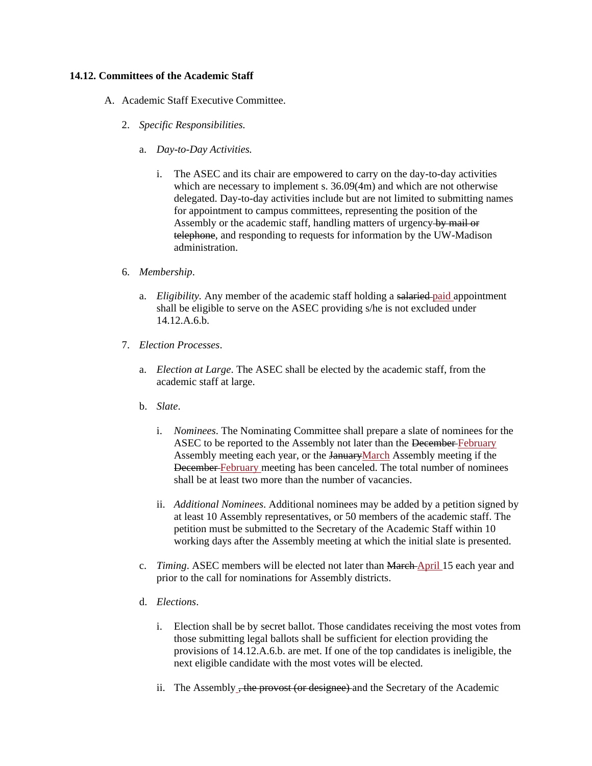**14.12. Committees of the Academic Staff**

A. Academic Staff Executive Committee.

   2. *Specific Responsibilities.*

      a. *Day-to-Day Activities.*

         i. The ASEC and its chair are empowered to carry on the day-to-day activities which are necessary to implement s. 36.09(4m) and which are not otherwise delegated. Day-to-day activities include but are not limited to submitting names for appointment to campus committees, representing the position of the Assembly or the academic staff, handling matters of urgency ~~by mail or telephone~~, and responding to requests for information by the UW-Madison administration.

   6. *Membership*.

      a. *Eligibility.* Any member of the academic staff holding a ~~salaried~~ <u>paid</u> appointment shall be eligible to serve on the ASEC providing s/he is not excluded under 14.12.A.6.b.

   7. *Election Processes*.

      a. *Election at Large*. The ASEC shall be elected by the academic staff, from the academic staff at large.

      b. *Slate*.

         i. *Nominees*. The Nominating Committee shall prepare a slate of nominees for the ASEC to be reported to the Assembly not later than the ~~December~~ <u>February</u> Assembly meeting each year, or the ~~January~~<u>March</u> Assembly meeting if the ~~December~~ <u>February</u> meeting has been canceled. The total number of nominees shall be at least two more than the number of vacancies.

         ii. *Additional Nominees*. Additional nominees may be added by a petition signed by at least 10 Assembly representatives, or 50 members of the academic staff. The petition must be submitted to the Secretary of the Academic Staff within 10 working days after the Assembly meeting at which the initial slate is presented.

      c. *Timing*. ASEC members will be elected not later than ~~March~~ <u>April</u> 15 each year and prior to the call for nominations for Assembly districts.

      d. *Elections*.

         i. Election shall be by secret ballot. Those candidates receiving the most votes from those submitting legal ballots shall be sufficient for election providing the provisions of 14.12.A.6.b. are met. If one of the top candidates is ineligible, the next eligible candidate with the most votes will be elected.

         ii. The Assembly ~~, the provost (or designee)~~ and the Secretary of the Academic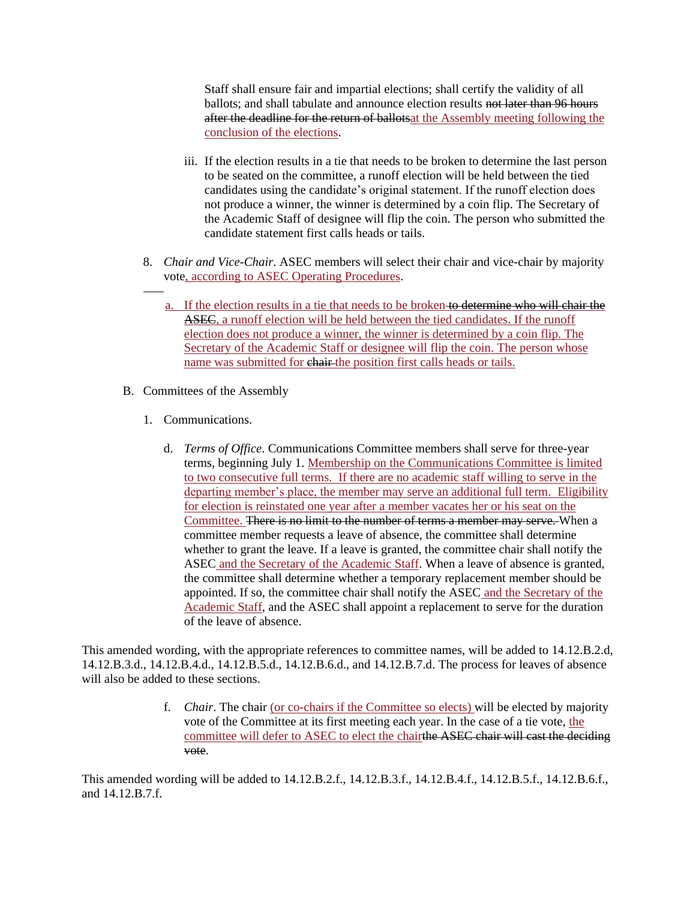Staff shall ensure fair and impartial elections; shall certify the validity of all ballots; and shall tabulate and announce election results ~~not later than 96 hours after the deadline for the return of ballots~~at the Assembly meeting following the conclusion of the elections.

iii. If the election results in a tie that needs to be broken to determine the last person to be seated on the committee, a runoff election will be held between the tied candidates using the candidate's original statement. If the runoff election does not produce a winner, the winner is determined by a coin flip. The Secretary of the Academic Staff of designee will flip the coin. The person who submitted the candidate statement first calls heads or tails.

8. *Chair and Vice-Chair*. ASEC members will select their chair and vice-chair by majority vote, according to ASEC Operating Procedures.

   a. If the election results in a tie that needs to be broken ~~to determine who will chair the ASEC~~, a runoff election will be held between the tied candidates. If the runoff election does not produce a winner, the winner is determined by a coin flip. The Secretary of the Academic Staff or designee will flip the coin. The person whose name was submitted for ~~chair~~ the position first calls heads or tails.

B. Committees of the Assembly

1. Communications.

   d. *Terms of Office*. Communications Committee members shall serve for three-year terms, beginning July 1. Membership on the Communications Committee is limited to two consecutive full terms. If there are no academic staff willing to serve in the departing member's place, the member may serve an additional full term. Eligibility for election is reinstated one year after a member vacates her or his seat on the Committee. ~~There is no limit to the number of terms a member may serve.~~ When a committee member requests a leave of absence, the committee shall determine whether to grant the leave. If a leave is granted, the committee chair shall notify the ASEC and the Secretary of the Academic Staff. When a leave of absence is granted, the committee shall determine whether a temporary replacement member should be appointed. If so, the committee chair shall notify the ASEC and the Secretary of the Academic Staff, and the ASEC shall appoint a replacement to serve for the duration of the leave of absence.

This amended wording, with the appropriate references to committee names, will be added to 14.12.B.2.d, 14.12.B.3.d., 14.12.B.4.d., 14.12.B.5.d., 14.12.B.6.d., and 14.12.B.7.d. The process for leaves of absence will also be added to these sections.

   f. *Chair*. The chair (or co-chairs if the Committee so elects) will be elected by majority vote of the Committee at its first meeting each year. In the case of a tie vote, the committee will defer to ASEC to elect the chair~~the ASEC chair will cast the deciding vote~~.

This amended wording will be added to 14.12.B.2.f., 14.12.B.3.f., 14.12.B.4.f., 14.12.B.5.f., 14.12.B.6.f., and 14.12.B.7.f.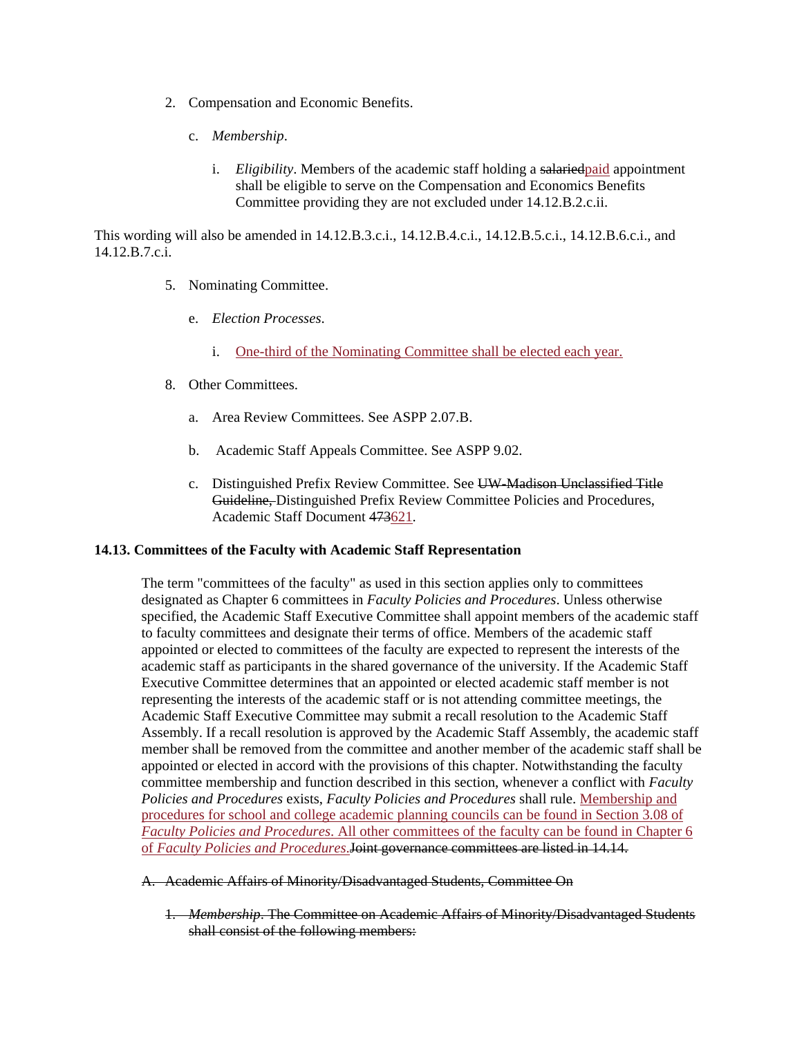2. Compensation and Economic Benefits.

   c. *Membership*.

      i. *Eligibility*. Members of the academic staff holding a ~~salaried~~<u>paid</u> appointment shall be eligible to serve on the Compensation and Economics Benefits Committee providing they are not excluded under 14.12.B.2.c.ii.

This wording will also be amended in 14.12.B.3.c.i., 14.12.B.4.c.i., 14.12.B.5.c.i., 14.12.B.6.c.i., and 14.12.B.7.c.i.

5. Nominating Committee.

   e. *Election Processes*.

      i. <u>One-third of the Nominating Committee shall be elected each year.</u>

8. Other Committees.

   a. Area Review Committees. See ASPP 2.07.B.

   b. Academic Staff Appeals Committee. See ASPP 9.02.

   c. Distinguished Prefix Review Committee. See ~~UW-Madison Unclassified Title Guideline,~~ Distinguished Prefix Review Committee Policies and Procedures, Academic Staff Document ~~473~~<u>621</u>.

**14.13. Committees of the Faculty with Academic Staff Representation**

The term "committees of the faculty" as used in this section applies only to committees designated as Chapter 6 committees in *Faculty Policies and Procedures*. Unless otherwise specified, the Academic Staff Executive Committee shall appoint members of the academic staff to faculty committees and designate their terms of office. Members of the academic staff appointed or elected to committees of the faculty are expected to represent the interests of the academic staff as participants in the shared governance of the university. If the Academic Staff Executive Committee determines that an appointed or elected academic staff member is not representing the interests of the academic staff or is not attending committee meetings, the Academic Staff Executive Committee may submit a recall resolution to the Academic Staff Assembly. If a recall resolution is approved by the Academic Staff Assembly, the academic staff member shall be removed from the committee and another member of the academic staff shall be appointed or elected in accord with the provisions of this chapter. Notwithstanding the faculty committee membership and function described in this section, whenever a conflict with *Faculty Policies and Procedures* exists, *Faculty Policies and Procedures* shall rule. <u>Membership and procedures for school and college academic planning councils can be found in Section 3.08 of *Faculty Policies and Procedures*. All other committees of the faculty can be found in Chapter 6 of *Faculty Policies and Procedures*.</u>~~Joint governance committees are listed in 14.14.~~

~~A. Academic Affairs of Minority/Disadvantaged Students, Committee On~~

   ~~1. *Membership*. The Committee on Academic Affairs of Minority/Disadvantaged Students shall consist of the following members:~~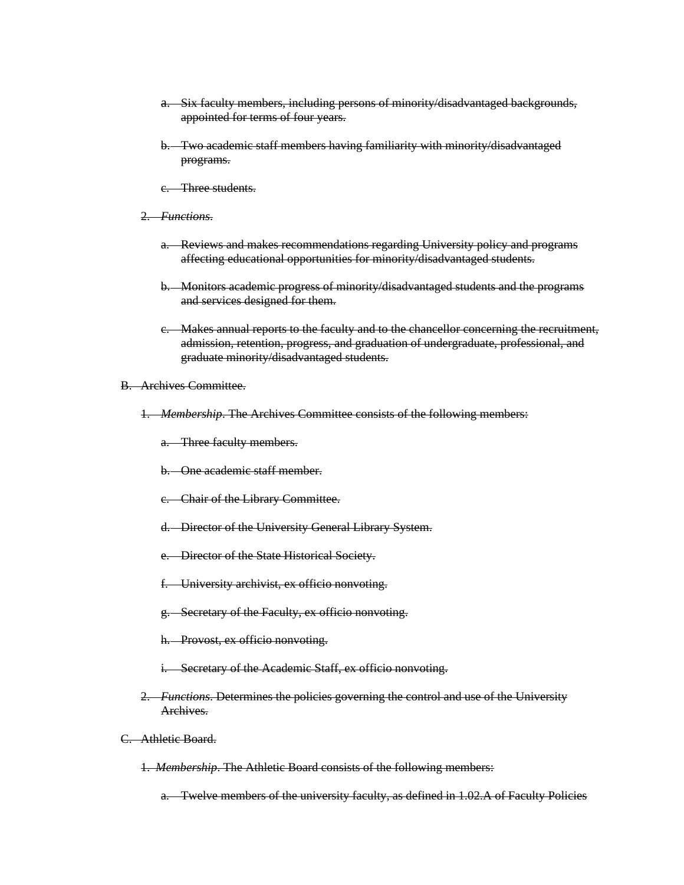a. ~~Six faculty members, including persons of minority/disadvantaged backgrounds, appointed for terms of four years.~~

   b. ~~Two academic staff members having familiarity with minority/disadvantaged programs.~~

   c. ~~Three students.~~

2. ~~*Functions*.~~

   a. ~~Reviews and makes recommendations regarding University policy and programs affecting educational opportunities for minority/disadvantaged students.~~

   b. ~~Monitors academic progress of minority/disadvantaged students and the programs and services designed for them.~~

   c. ~~Makes annual reports to the faculty and to the chancellor concerning the recruitment, admission, retention, progress, and graduation of undergraduate, professional, and graduate minority/disadvantaged students.~~

B. ~~Archives Committee.~~

1. ~~*Membership*. The Archives Committee consists of the following members:~~

   a. ~~Three faculty members.~~

   b. ~~One academic staff member.~~

   c. ~~Chair of the Library Committee.~~

   d. ~~Director of the University General Library System.~~

   e. ~~Director of the State Historical Society.~~

   f. ~~University archivist, ex officio nonvoting.~~

   g. ~~Secretary of the Faculty, ex officio nonvoting.~~

   h. ~~Provost, ex officio nonvoting.~~

   i. ~~Secretary of the Academic Staff, ex officio nonvoting.~~

2. ~~*Functions*. Determines the policies governing the control and use of the University Archives.~~

C. ~~Athletic Board.~~

1. ~~*Membership*. The Athletic Board consists of the following members:~~

   a. ~~Twelve members of the university faculty, as defined in 1.02.A of Faculty Policies~~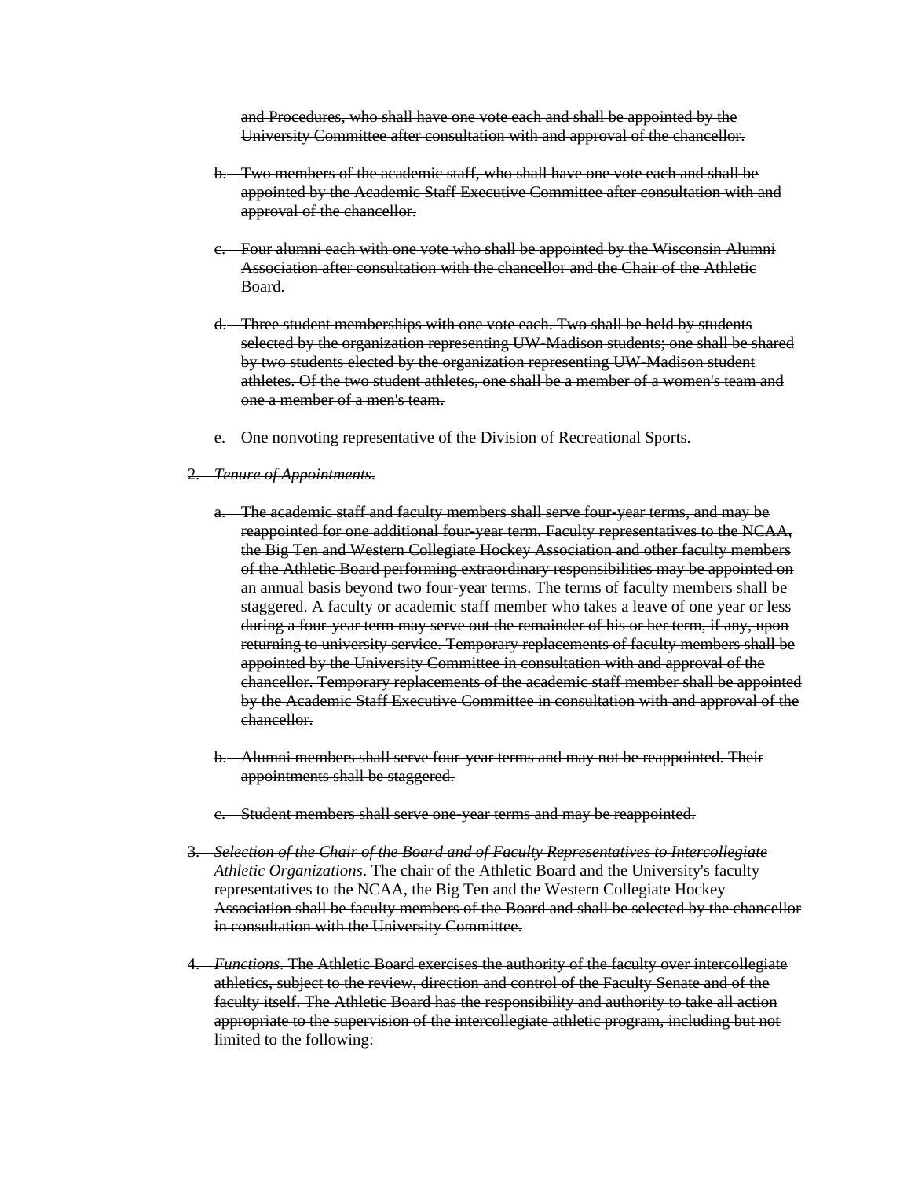~~and Procedures, who shall have one vote each and shall be appointed by the University Committee after consultation with and approval of the chancellor.~~

b. ~~Two members of the academic staff, who shall have one vote each and shall be appointed by the Academic Staff Executive Committee after consultation with and approval of the chancellor.~~

c. ~~Four alumni each with one vote who shall be appointed by the Wisconsin Alumni Association after consultation with the chancellor and the Chair of the Athletic Board.~~

d. ~~Three student memberships with one vote each. Two shall be held by students selected by the organization representing UW-Madison students; one shall be shared by two students elected by the organization representing UW-Madison student athletes. Of the two student athletes, one shall be a member of a women's team and one a member of a men's team.~~

e. ~~One nonvoting representative of the Division of Recreational Sports.~~

2. ~~*Tenure of Appointments*.~~

   a. ~~The academic staff and faculty members shall serve four-year terms, and may be reappointed for one additional four-year term. Faculty representatives to the NCAA, the Big Ten and Western Collegiate Hockey Association and other faculty members of the Athletic Board performing extraordinary responsibilities may be appointed on an annual basis beyond two four-year terms. The terms of faculty members shall be staggered. A faculty or academic staff member who takes a leave of one year or less during a four-year term may serve out the remainder of his or her term, if any, upon returning to university service. Temporary replacements of faculty members shall be appointed by the University Committee in consultation with and approval of the chancellor. Temporary replacements of the academic staff member shall be appointed by the Academic Staff Executive Committee in consultation with and approval of the chancellor.~~

   b. ~~Alumni members shall serve four-year terms and may not be reappointed. Their appointments shall be staggered.~~

   c. ~~Student members shall serve one-year terms and may be reappointed.~~

3. ~~*Selection of the Chair of the Board and of Faculty Representatives to Intercollegiate Athletic Organizations*. The chair of the Athletic Board and the University's faculty representatives to the NCAA, the Big Ten and the Western Collegiate Hockey Association shall be faculty members of the Board and shall be selected by the chancellor in consultation with the University Committee.~~

4. ~~*Functions*. The Athletic Board exercises the authority of the faculty over intercollegiate athletics, subject to the review, direction and control of the Faculty Senate and of the faculty itself. The Athletic Board has the responsibility and authority to take all action appropriate to the supervision of the intercollegiate athletic program, including but not limited to the following:~~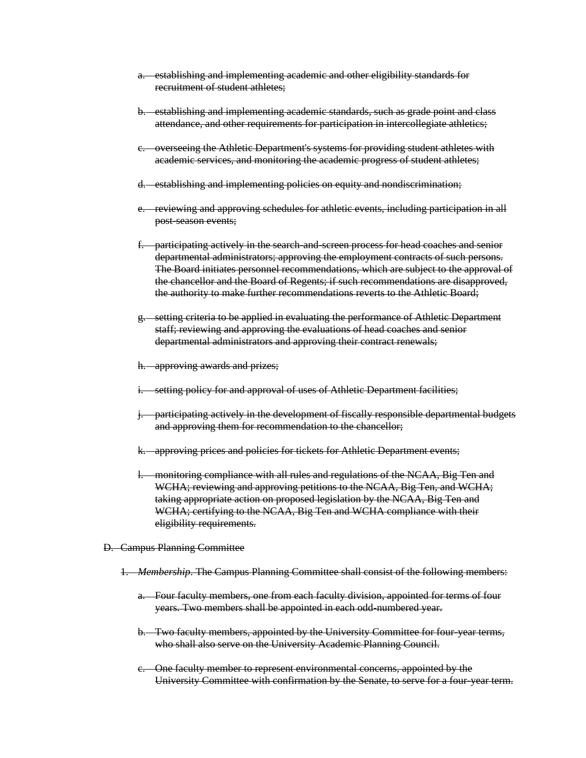a. ~~establishing and implementing academic and other eligibility standards for recruitment of student athletes;~~

b. ~~establishing and implementing academic standards, such as grade point and class attendance, and other requirements for participation in intercollegiate athletics;~~

c. ~~overseeing the Athletic Department's systems for providing student athletes with academic services, and monitoring the academic progress of student athletes;~~

d. ~~establishing and implementing policies on equity and nondiscrimination;~~

e. ~~reviewing and approving schedules for athletic events, including participation in all post-season events;~~

f. ~~participating actively in the search-and-screen process for head coaches and senior departmental administrators; approving the employment contracts of such persons. The Board initiates personnel recommendations, which are subject to the approval of the chancellor and the Board of Regents; if such recommendations are disapproved, the authority to make further recommendations reverts to the Athletic Board;~~

g. ~~setting criteria to be applied in evaluating the performance of Athletic Department staff; reviewing and approving the evaluations of head coaches and senior departmental administrators and approving their contract renewals;~~

h. ~~approving awards and prizes;~~

i. ~~setting policy for and approval of uses of Athletic Department facilities;~~

j. ~~participating actively in the development of fiscally responsible departmental budgets and approving them for recommendation to the chancellor;~~

k. ~~approving prices and policies for tickets for Athletic Department events;~~

l. ~~monitoring compliance with all rules and regulations of the NCAA, Big Ten and WCHA; reviewing and approving petitions to the NCAA, Big Ten, and WCHA; taking appropriate action on proposed legislation by the NCAA, Big Ten and WCHA; certifying to the NCAA, Big Ten and WCHA compliance with their eligibility requirements.~~

D. ~~Campus Planning Committee~~

1. ~~*Membership*. The Campus Planning Committee shall consist of the following members:~~

   a. ~~Four faculty members, one from each faculty division, appointed for terms of four years. Two members shall be appointed in each odd-numbered year.~~

   b. ~~Two faculty members, appointed by the University Committee for four-year terms, who shall also serve on the University Academic Planning Council.~~

   c. ~~One faculty member to represent environmental concerns, appointed by the University Committee with confirmation by the Senate, to serve for a four-year term.~~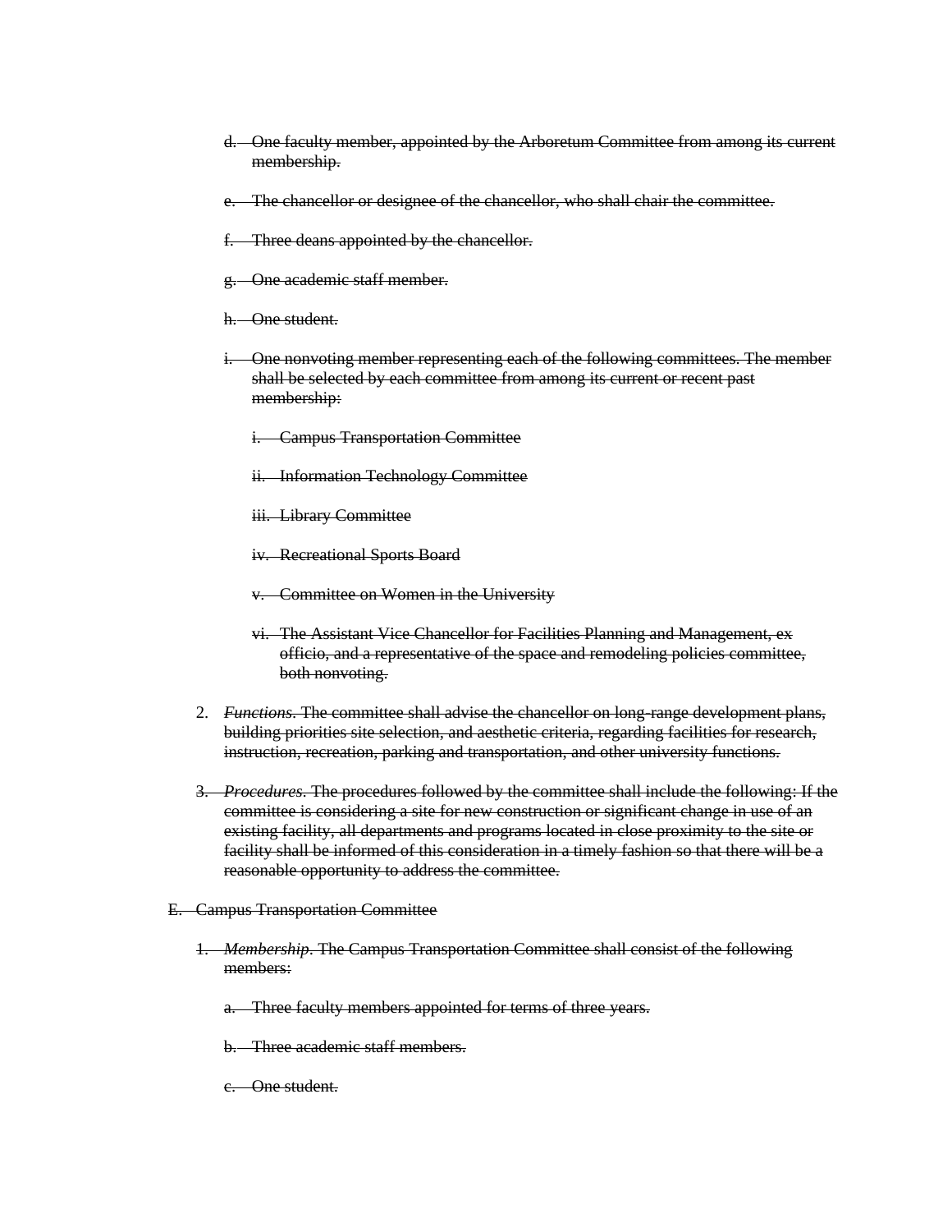~~d. One faculty member, appointed by the Arboretum Committee from among its current membership.~~

~~e. The chancellor or designee of the chancellor, who shall chair the committee.~~

~~f. Three deans appointed by the chancellor.~~

~~g. One academic staff member.~~

~~h. One student.~~

~~i. One nonvoting member representing each of the following committees. The member shall be selected by each committee from among its current or recent past membership:~~

~~i. Campus Transportation Committee~~

~~ii. Information Technology Committee~~

~~iii. Library Committee~~

~~iv. Recreational Sports Board~~

~~v. Committee on Women in the University~~

~~vi. The Assistant Vice Chancellor for Facilities Planning and Management, ex officio, and a representative of the space and remodeling policies committee, both nonvoting.~~

2. ~~*Functions*. The committee shall advise the chancellor on long-range development plans, building priorities site selection, and aesthetic criteria, regarding facilities for research, instruction, recreation, parking and transportation, and other university functions.~~

~~3. *Procedures*. The procedures followed by the committee shall include the following: If the committee is considering a site for new construction or significant change in use of an existing facility, all departments and programs located in close proximity to the site or facility shall be informed of this consideration in a timely fashion so that there will be a reasonable opportunity to address the committee.~~

~~E. Campus Transportation Committee~~

~~1. *Membership*. The Campus Transportation Committee shall consist of the following members:~~

~~a. Three faculty members appointed for terms of three years.~~

~~b. Three academic staff members.~~

~~c. One student.~~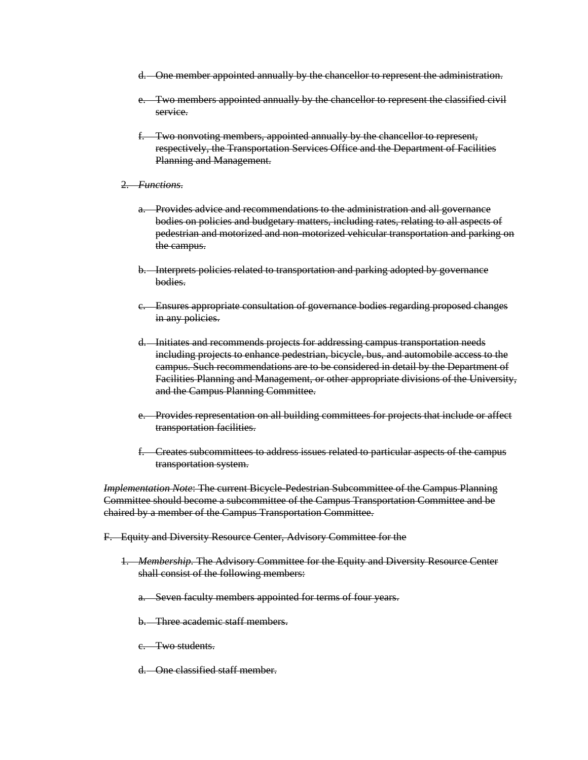d. ~~One member appointed annually by the chancellor to represent the administration.~~

   e. ~~Two members appointed annually by the chancellor to represent the classified civil service.~~

   f. ~~Two nonvoting members, appointed annually by the chancellor to represent, respectively, the Transportation Services Office and the Department of Facilities Planning and Management.~~

2. ~~*Functions.*~~

   a. ~~Provides advice and recommendations to the administration and all governance bodies on policies and budgetary matters, including rates, relating to all aspects of pedestrian and motorized and non-motorized vehicular transportation and parking on the campus.~~

   b. ~~Interprets policies related to transportation and parking adopted by governance bodies.~~

   c. ~~Ensures appropriate consultation of governance bodies regarding proposed changes in any policies.~~

   d. ~~Initiates and recommends projects for addressing campus transportation needs including projects to enhance pedestrian, bicycle, bus, and automobile access to the campus. Such recommendations are to be considered in detail by the Department of Facilities Planning and Management, or other appropriate divisions of the University, and the Campus Planning Committee.~~

   e. ~~Provides representation on all building committees for projects that include or affect transportation facilities.~~

   f. ~~Creates subcommittees to address issues related to particular aspects of the campus transportation system.~~

~~*Implementation Note*: The current Bicycle-Pedestrian Subcommittee of the Campus Planning Committee should become a subcommittee of the Campus Transportation Committee and be chaired by a member of the Campus Transportation Committee.~~

F. ~~Equity and Diversity Resource Center, Advisory Committee for the~~

1. ~~*Membership.* The Advisory Committee for the Equity and Diversity Resource Center shall consist of the following members:~~

   a. ~~Seven faculty members appointed for terms of four years.~~

   b. ~~Three academic staff members.~~

   c. ~~Two students.~~

   d. ~~One classified staff member.~~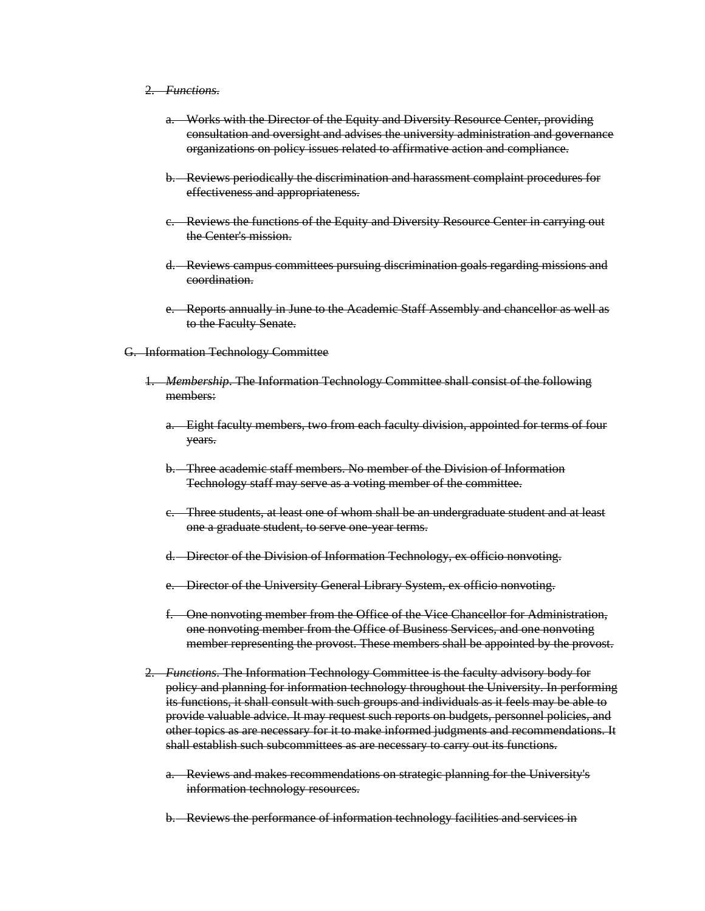2. ~~*Functions*.~~

   a. ~~Works with the Director of the Equity and Diversity Resource Center, providing consultation and oversight and advises the university administration and governance organizations on policy issues related to affirmative action and compliance.~~

   b. ~~Reviews periodically the discrimination and harassment complaint procedures for effectiveness and appropriateness.~~

   c. ~~Reviews the functions of the Equity and Diversity Resource Center in carrying out the Center's mission.~~

   d. ~~Reviews campus committees pursuing discrimination goals regarding missions and coordination.~~

   e. ~~Reports annually in June to the Academic Staff Assembly and chancellor as well as to the Faculty Senate.~~

G. ~~Information Technology Committee~~

1. ~~*Membership*. The Information Technology Committee shall consist of the following members:~~

   a. ~~Eight faculty members, two from each faculty division, appointed for terms of four years.~~

   b. ~~Three academic staff members. No member of the Division of Information Technology staff may serve as a voting member of the committee.~~

   c. ~~Three students, at least one of whom shall be an undergraduate student and at least one a graduate student, to serve one-year terms.~~

   d. ~~Director of the Division of Information Technology, ex officio nonvoting.~~

   e. ~~Director of the University General Library System, ex officio nonvoting.~~

   f. ~~One nonvoting member from the Office of the Vice Chancellor for Administration, one nonvoting member from the Office of Business Services, and one nonvoting member representing the provost. These members shall be appointed by the provost.~~

2. ~~*Functions*. The Information Technology Committee is the faculty advisory body for policy and planning for information technology throughout the University. In performing its functions, it shall consult with such groups and individuals as it feels may be able to provide valuable advice. It may request such reports on budgets, personnel policies, and other topics as are necessary for it to make informed judgments and recommendations. It shall establish such subcommittees as are necessary to carry out its functions.~~

   a. ~~Reviews and makes recommendations on strategic planning for the University's information technology resources.~~

   b. ~~Reviews the performance of information technology facilities and services in~~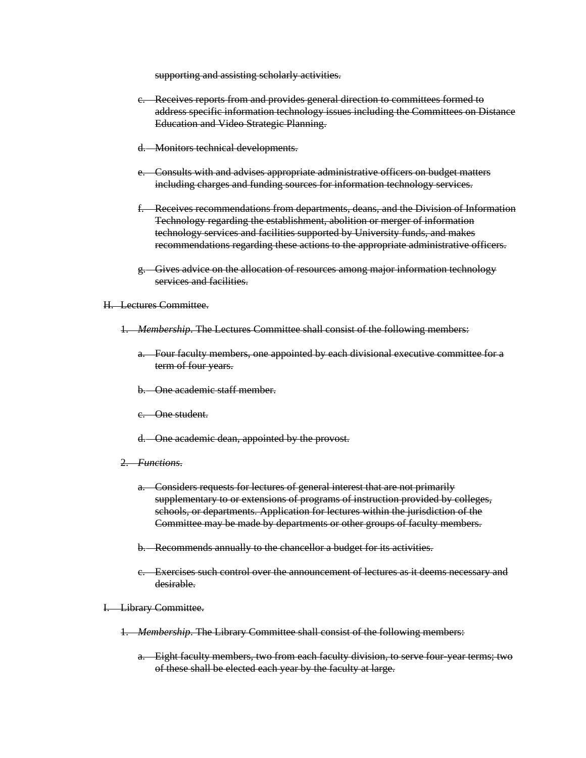~~supporting and assisting scholarly activities.~~

c. ~~Receives reports from and provides general direction to committees formed to address specific information technology issues including the Committees on Distance Education and Video Strategic Planning.~~

d. ~~Monitors technical developments.~~

e. ~~Consults with and advises appropriate administrative officers on budget matters including charges and funding sources for information technology services.~~

f. ~~Receives recommendations from departments, deans, and the Division of Information Technology regarding the establishment, abolition or merger of information technology services and facilities supported by University funds, and makes recommendations regarding these actions to the appropriate administrative officers.~~

g. ~~Gives advice on the allocation of resources among major information technology services and facilities.~~

H. ~~Lectures Committee.~~

1. ~~*Membership*. The Lectures Committee shall consist of the following members:~~

   a. ~~Four faculty members, one appointed by each divisional executive committee for a term of four years.~~

   b. ~~One academic staff member.~~

   c. ~~One student.~~

   d. ~~One academic dean, appointed by the provost.~~

2. ~~*Functions*.~~

   a. ~~Considers requests for lectures of general interest that are not primarily supplementary to or extensions of programs of instruction provided by colleges, schools, or departments. Application for lectures within the jurisdiction of the Committee may be made by departments or other groups of faculty members.~~

   b. ~~Recommends annually to the chancellor a budget for its activities.~~

   c. ~~Exercises such control over the announcement of lectures as it deems necessary and desirable.~~

I. ~~Library Committee.~~

1. ~~*Membership*. The Library Committee shall consist of the following members:~~

   a. ~~Eight faculty members, two from each faculty division, to serve four-year terms; two of these shall be elected each year by the faculty at large.~~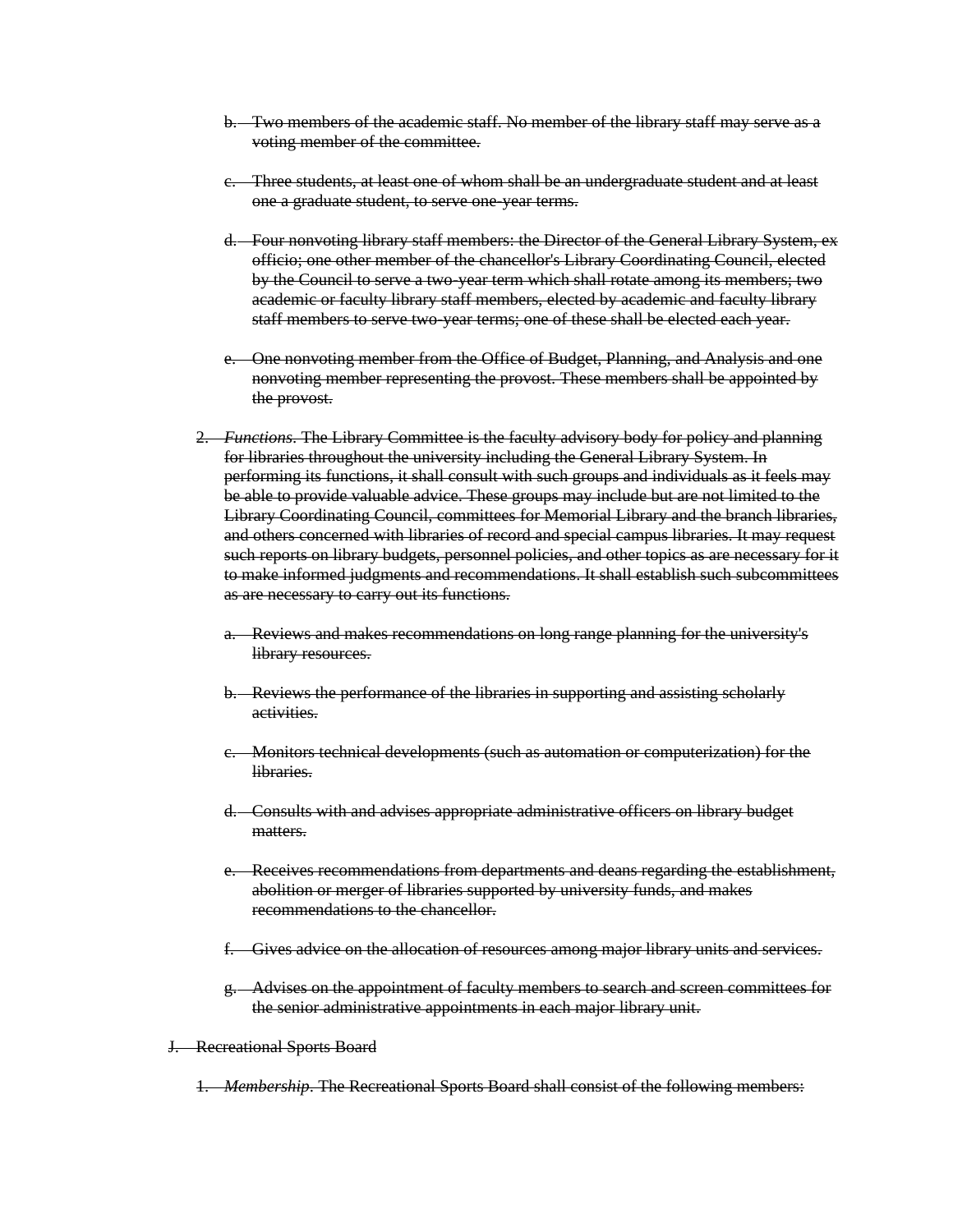~~b. Two members of the academic staff. No member of the library staff may serve as a voting member of the committee.~~

~~c. Three students, at least one of whom shall be an undergraduate student and at least one a graduate student, to serve one-year terms.~~

~~d. Four nonvoting library staff members: the Director of the General Library System, ex officio; one other member of the chancellor's Library Coordinating Council, elected by the Council to serve a two-year term which shall rotate among its members; two academic or faculty library staff members, elected by academic and faculty library staff members to serve two-year terms; one of these shall be elected each year.~~

~~e. One nonvoting member from the Office of Budget, Planning, and Analysis and one nonvoting member representing the provost. These members shall be appointed by the provost.~~

~~2. *Functions*. The Library Committee is the faculty advisory body for policy and planning for libraries throughout the university including the General Library System. In performing its functions, it shall consult with such groups and individuals as it feels may be able to provide valuable advice. These groups may include but are not limited to the Library Coordinating Council, committees for Memorial Library and the branch libraries, and others concerned with libraries of record and special campus libraries. It may request such reports on library budgets, personnel policies, and other topics as are necessary for it to make informed judgments and recommendations. It shall establish such subcommittees as are necessary to carry out its functions.~~

~~a. Reviews and makes recommendations on long range planning for the university's library resources.~~

~~b. Reviews the performance of the libraries in supporting and assisting scholarly activities.~~

~~c. Monitors technical developments (such as automation or computerization) for the libraries.~~

~~d. Consults with and advises appropriate administrative officers on library budget matters.~~

~~e. Receives recommendations from departments and deans regarding the establishment, abolition or merger of libraries supported by university funds, and makes recommendations to the chancellor.~~

~~f. Gives advice on the allocation of resources among major library units and services.~~

~~g. Advises on the appointment of faculty members to search and screen committees for the senior administrative appointments in each major library unit.~~

~~J. Recreational Sports Board~~

~~1. *Membership*. The Recreational Sports Board shall consist of the following members:~~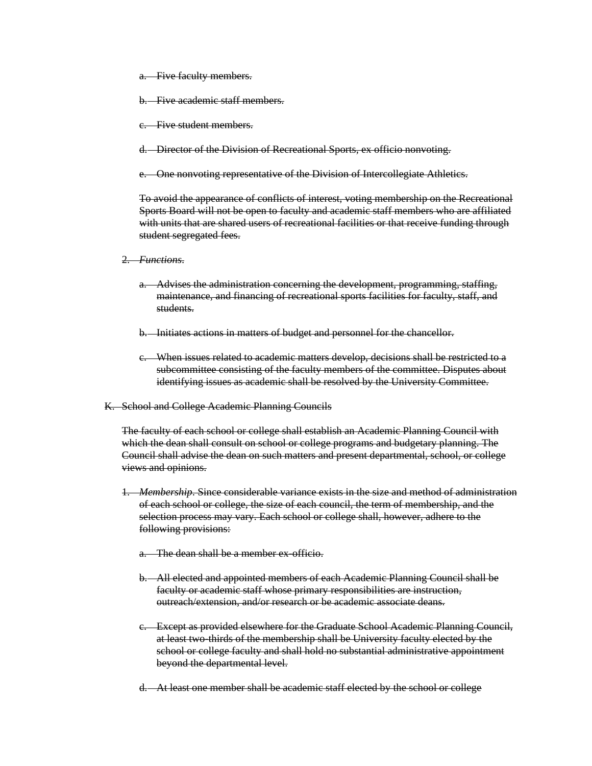~~a. Five faculty members.~~

~~b. Five academic staff members.~~

~~c. Five student members.~~

~~d. Director of the Division of Recreational Sports, ex officio nonvoting.~~

~~e. One nonvoting representative of the Division of Intercollegiate Athletics.~~

~~To avoid the appearance of conflicts of interest, voting membership on the Recreational Sports Board will not be open to faculty and academic staff members who are affiliated with units that are shared users of recreational facilities or that receive funding through student segregated fees.~~

~~2. *Functions*.~~

~~a. Advises the administration concerning the development, programming, staffing, maintenance, and financing of recreational sports facilities for faculty, staff, and students.~~

~~b. Initiates actions in matters of budget and personnel for the chancellor.~~

~~c. When issues related to academic matters develop, decisions shall be restricted to a subcommittee consisting of the faculty members of the committee. Disputes about identifying issues as academic shall be resolved by the University Committee.~~

~~K. School and College Academic Planning Councils~~

~~The faculty of each school or college shall establish an Academic Planning Council with which the dean shall consult on school or college programs and budgetary planning. The Council shall advise the dean on such matters and present departmental, school, or college views and opinions.~~

~~1. *Membership*. Since considerable variance exists in the size and method of administration of each school or college, the size of each council, the term of membership, and the selection process may vary. Each school or college shall, however, adhere to the following provisions:~~

~~a. The dean shall be a member ex-officio.~~

~~b. All elected and appointed members of each Academic Planning Council shall be faculty or academic staff whose primary responsibilities are instruction, outreach/extension, and/or research or be academic associate deans.~~

~~c. Except as provided elsewhere for the Graduate School Academic Planning Council, at least two-thirds of the membership shall be University faculty elected by the school or college faculty and shall hold no substantial administrative appointment beyond the departmental level.~~

~~d. At least one member shall be academic staff elected by the school or college~~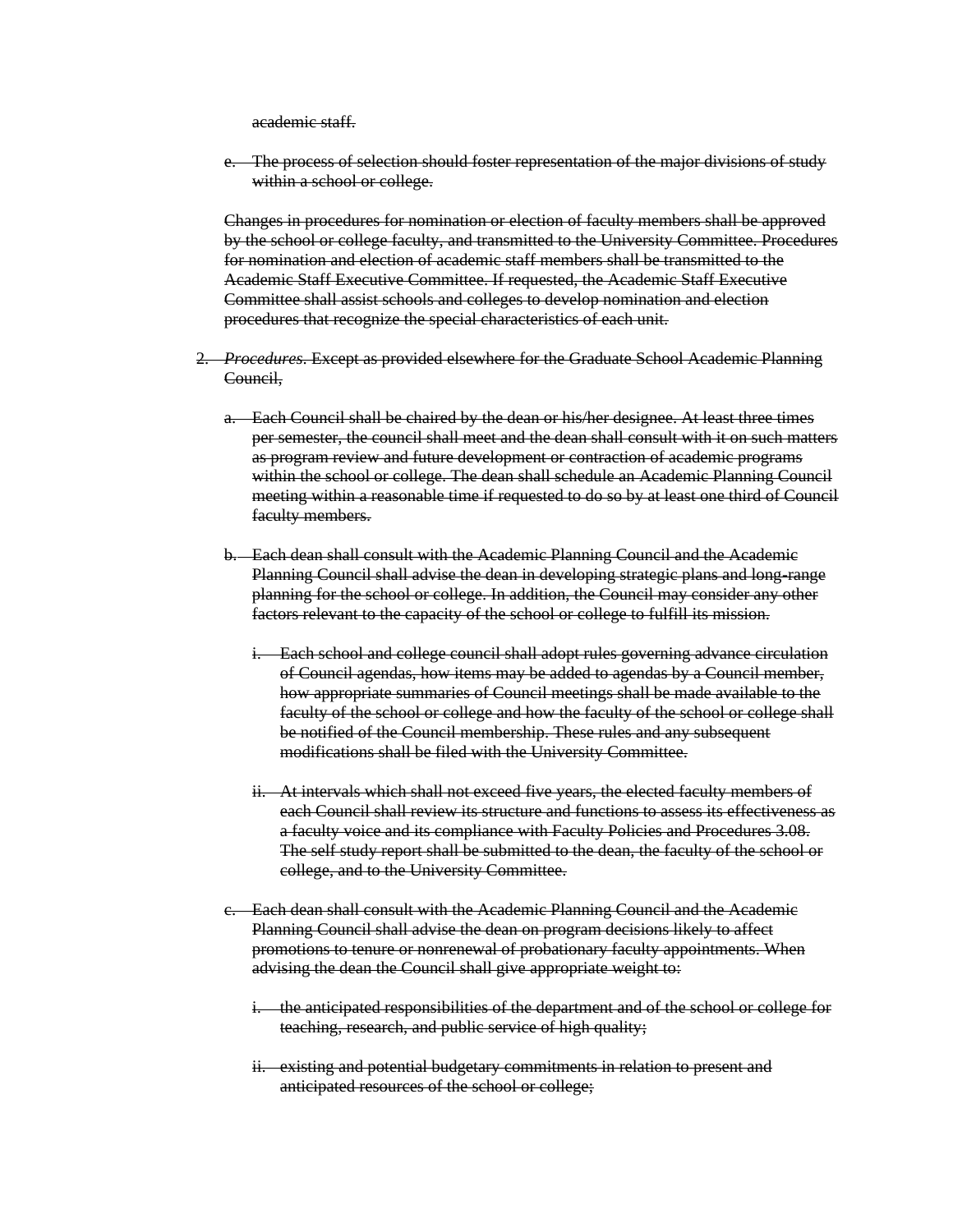academic staff.

e. The process of selection should foster representation of the major divisions of study within a school or college.

Changes in procedures for nomination or election of faculty members shall be approved by the school or college faculty, and transmitted to the University Committee. Procedures for nomination and election of academic staff members shall be transmitted to the Academic Staff Executive Committee. If requested, the Academic Staff Executive Committee shall assist schools and colleges to develop nomination and election procedures that recognize the special characteristics of each unit.

2. *Procedures*. Except as provided elsewhere for the Graduate School Academic Planning Council,

   a. Each Council shall be chaired by the dean or his/her designee. At least three times per semester, the council shall meet and the dean shall consult with it on such matters as program review and future development or contraction of academic programs within the school or college. The dean shall schedule an Academic Planning Council meeting within a reasonable time if requested to do so by at least one third of Council faculty members.

   b. Each dean shall consult with the Academic Planning Council and the Academic Planning Council shall advise the dean in developing strategic plans and long-range planning for the school or college. In addition, the Council may consider any other factors relevant to the capacity of the school or college to fulfill its mission.

      i. Each school and college council shall adopt rules governing advance circulation of Council agendas, how items may be added to agendas by a Council member, how appropriate summaries of Council meetings shall be made available to the faculty of the school or college and how the faculty of the school or college shall be notified of the Council membership. These rules and any subsequent modifications shall be filed with the University Committee.

      ii. At intervals which shall not exceed five years, the elected faculty members of each Council shall review its structure and functions to assess its effectiveness as a faculty voice and its compliance with Faculty Policies and Procedures 3.08. The self study report shall be submitted to the dean, the faculty of the school or college, and to the University Committee.

   c. Each dean shall consult with the Academic Planning Council and the Academic Planning Council shall advise the dean on program decisions likely to affect promotions to tenure or nonrenewal of probationary faculty appointments. When advising the dean the Council shall give appropriate weight to:

      i. the anticipated responsibilities of the department and of the school or college for teaching, research, and public service of high quality;

      ii. existing and potential budgetary commitments in relation to present and anticipated resources of the school or college;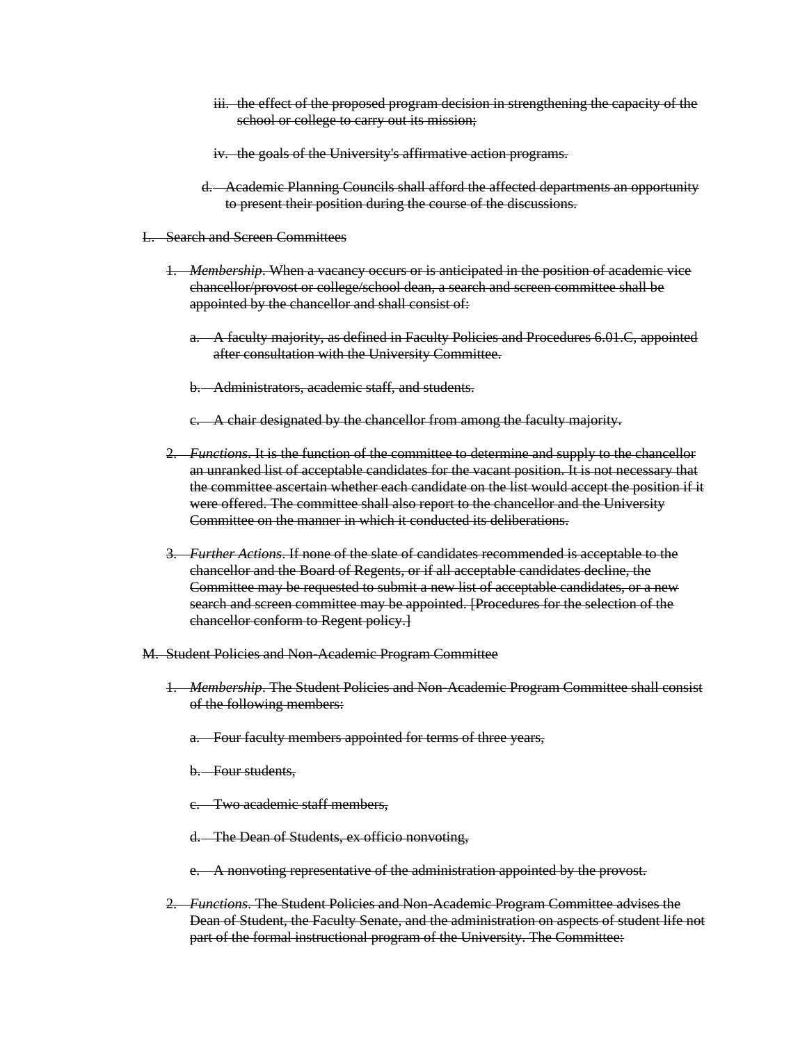iii. ~~the effect of the proposed program decision in strengthening the capacity of the school or college to carry out its mission;~~

iv. ~~the goals of the University's affirmative action programs.~~

d. ~~Academic Planning Councils shall afford the affected departments an opportunity to present their position during the course of the discussions.~~

L. ~~Search and Screen Committees~~

1. ~~*Membership*. When a vacancy occurs or is anticipated in the position of academic vice chancellor/provost or college/school dean, a search and screen committee shall be appointed by the chancellor and shall consist of:~~

   a. ~~A faculty majority, as defined in Faculty Policies and Procedures 6.01.C, appointed after consultation with the University Committee.~~

   b. ~~Administrators, academic staff, and students.~~

   c. ~~A chair designated by the chancellor from among the faculty majority.~~

2. ~~*Functions*. It is the function of the committee to determine and supply to the chancellor an unranked list of acceptable candidates for the vacant position. It is not necessary that the committee ascertain whether each candidate on the list would accept the position if it were offered. The committee shall also report to the chancellor and the University Committee on the manner in which it conducted its deliberations.~~

3. ~~*Further Actions*. If none of the slate of candidates recommended is acceptable to the chancellor and the Board of Regents, or if all acceptable candidates decline, the Committee may be requested to submit a new list of acceptable candidates, or a new search and screen committee may be appointed. [Procedures for the selection of the chancellor conform to Regent policy.]~~

M. ~~Student Policies and Non-Academic Program Committee~~

1. ~~*Membership*. The Student Policies and Non-Academic Program Committee shall consist of the following members:~~

   a. ~~Four faculty members appointed for terms of three years,~~

   b. ~~Four students,~~

   c. ~~Two academic staff members,~~

   d. ~~The Dean of Students, ex officio nonvoting,~~

   e. ~~A nonvoting representative of the administration appointed by the provost.~~

2. ~~*Functions*. The Student Policies and Non-Academic Program Committee advises the Dean of Student, the Faculty Senate, and the administration on aspects of student life not part of the formal instructional program of the University. The Committee:~~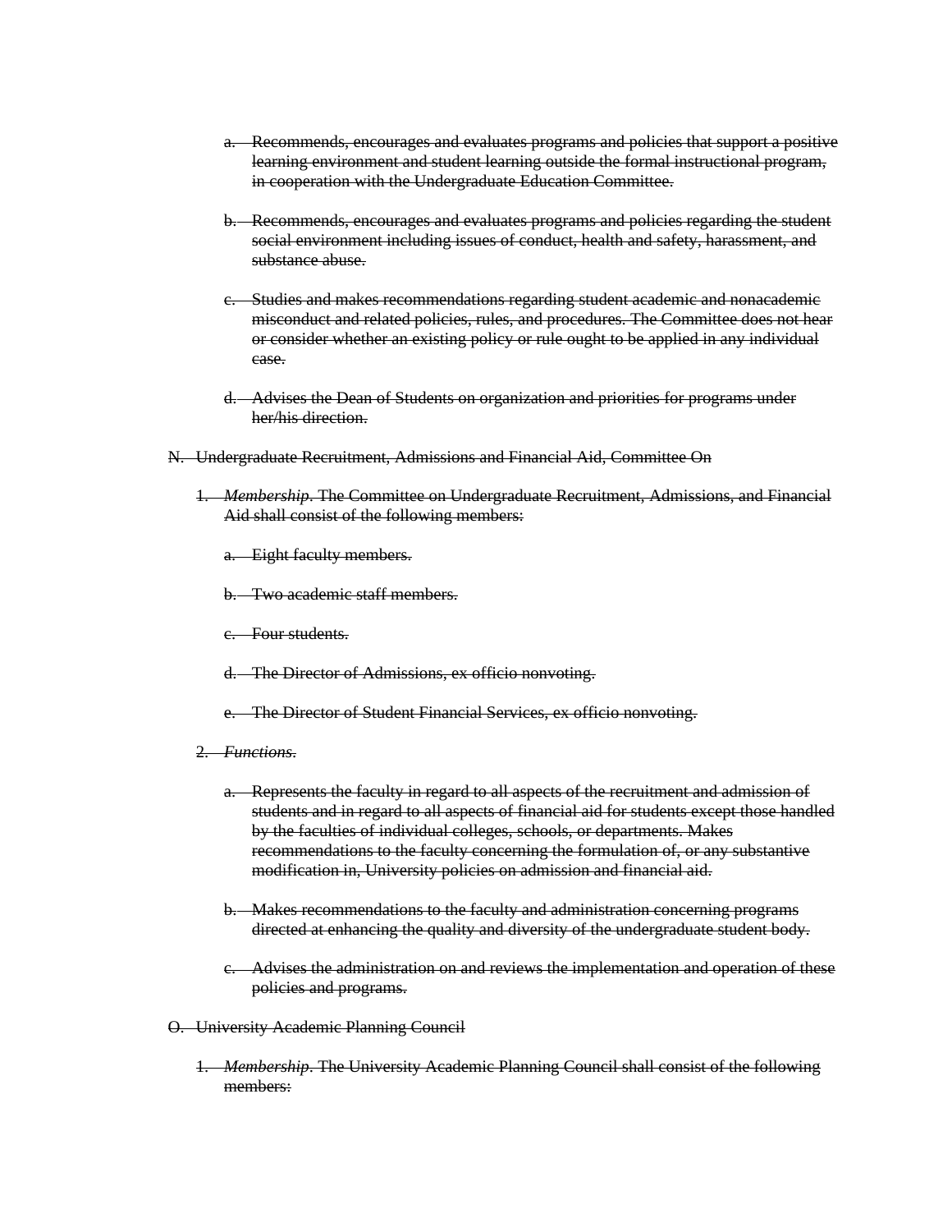a. ~~Recommends, encourages and evaluates programs and policies that support a positive learning environment and student learning outside the formal instructional program, in cooperation with the Undergraduate Education Committee.~~

b. ~~Recommends, encourages and evaluates programs and policies regarding the student social environment including issues of conduct, health and safety, harassment, and substance abuse.~~

c. ~~Studies and makes recommendations regarding student academic and nonacademic misconduct and related policies, rules, and procedures. The Committee does not hear or consider whether an existing policy or rule ought to be applied in any individual case.~~

d. ~~Advises the Dean of Students on organization and priorities for programs under her/his direction.~~

N. ~~Undergraduate Recruitment, Admissions and Financial Aid, Committee On~~

1. ~~*Membership*. The Committee on Undergraduate Recruitment, Admissions, and Financial Aid shall consist of the following members:~~

   a. ~~Eight faculty members.~~

   b. ~~Two academic staff members.~~

   c. ~~Four students.~~

   d. ~~The Director of Admissions, ex officio nonvoting.~~

   e. ~~The Director of Student Financial Services, ex officio nonvoting.~~

2. ~~*Functions*.~~

   a. ~~Represents the faculty in regard to all aspects of the recruitment and admission of students and in regard to all aspects of financial aid for students except those handled by the faculties of individual colleges, schools, or departments. Makes recommendations to the faculty concerning the formulation of, or any substantive modification in, University policies on admission and financial aid.~~

   b. ~~Makes recommendations to the faculty and administration concerning programs directed at enhancing the quality and diversity of the undergraduate student body.~~

   c. ~~Advises the administration on and reviews the implementation and operation of these policies and programs.~~

O. ~~University Academic Planning Council~~

1. ~~*Membership*. The University Academic Planning Council shall consist of the following members:~~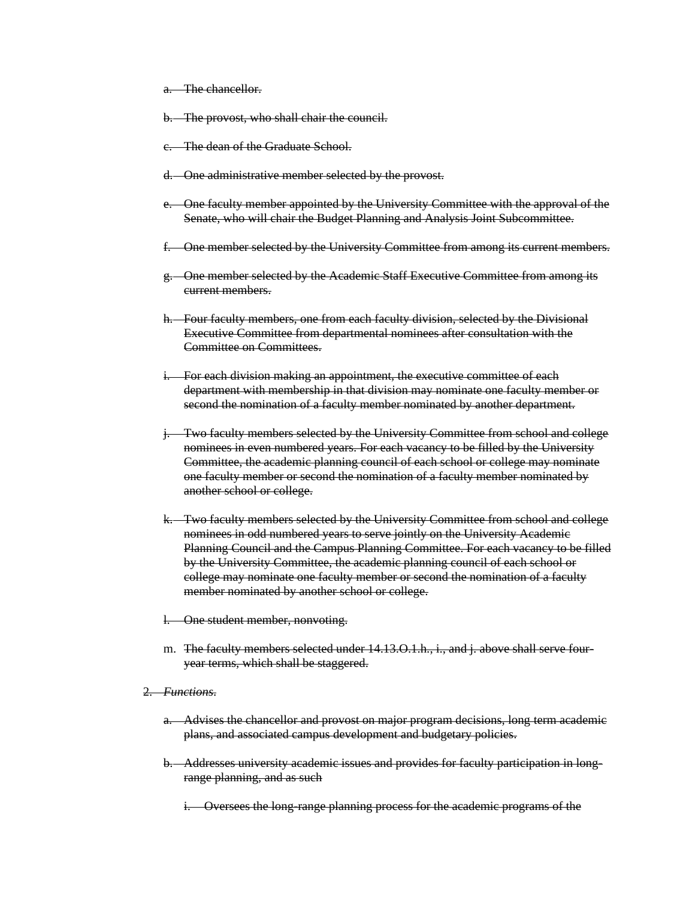a. ~~The chancellor.~~

b. ~~The provost, who shall chair the council.~~

c. ~~The dean of the Graduate School.~~

d. ~~One administrative member selected by the provost.~~

e. ~~One faculty member appointed by the University Committee with the approval of the Senate, who will chair the Budget Planning and Analysis Joint Subcommittee.~~

f. ~~One member selected by the University Committee from among its current members.~~

g. ~~One member selected by the Academic Staff Executive Committee from among its current members.~~

h. ~~Four faculty members, one from each faculty division, selected by the Divisional Executive Committee from departmental nominees after consultation with the Committee on Committees.~~

i. ~~For each division making an appointment, the executive committee of each department with membership in that division may nominate one faculty member or second the nomination of a faculty member nominated by another department.~~

j. ~~Two faculty members selected by the University Committee from school and college nominees in even numbered years. For each vacancy to be filled by the University Committee, the academic planning council of each school or college may nominate one faculty member or second the nomination of a faculty member nominated by another school or college.~~

k. ~~Two faculty members selected by the University Committee from school and college nominees in odd numbered years to serve jointly on the University Academic Planning Council and the Campus Planning Committee. For each vacancy to be filled by the University Committee, the academic planning council of each school or college may nominate one faculty member or second the nomination of a faculty member nominated by another school or college.~~

l. ~~One student member, nonvoting.~~

m. ~~The faculty members selected under 14.13.O.1.h., i., and j. above shall serve four-year terms, which shall be staggered.~~

2. ~~*Functions.*~~

a. ~~Advises the chancellor and provost on major program decisions, long term academic plans, and associated campus development and budgetary policies.~~

b. ~~Addresses university academic issues and provides for faculty participation in long-range planning, and as such~~

i. ~~Oversees the long-range planning process for the academic programs of the~~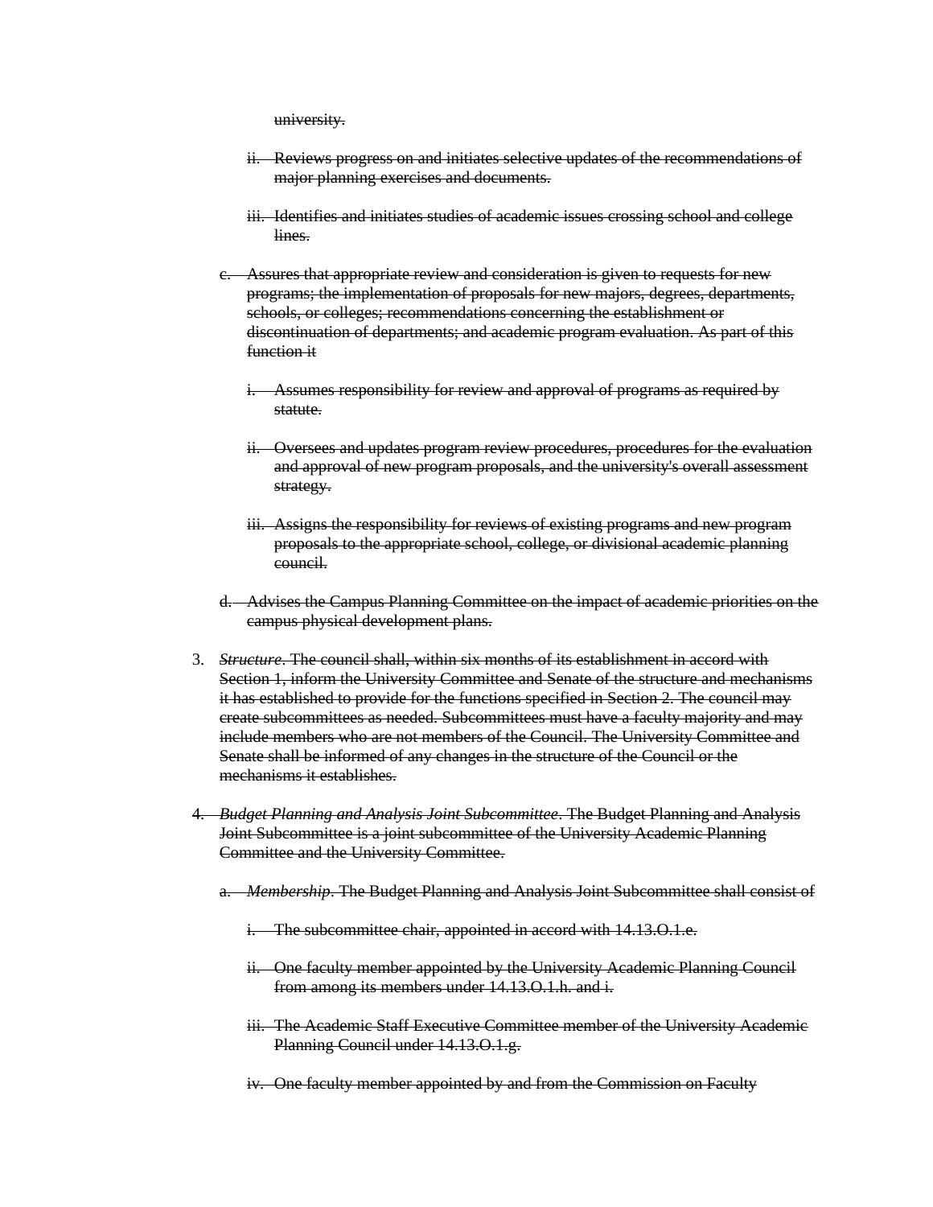~~university.~~

   ii. ~~Reviews progress on and initiates selective updates of the recommendations of major planning exercises and documents.~~

   iii. ~~Identifies and initiates studies of academic issues crossing school and college lines.~~

c. ~~Assures that appropriate review and consideration is given to requests for new programs; the implementation of proposals for new majors, degrees, departments, schools, or colleges; recommendations concerning the establishment or discontinuation of departments; and academic program evaluation. As part of this function it~~

   i. ~~Assumes responsibility for review and approval of programs as required by statute.~~

   ii. ~~Oversees and updates program review procedures, procedures for the evaluation and approval of new program proposals, and the university's overall assessment strategy.~~

   iii. ~~Assigns the responsibility for reviews of existing programs and new program proposals to the appropriate school, college, or divisional academic planning council.~~

d. ~~Advises the Campus Planning Committee on the impact of academic priorities on the campus physical development plans.~~

3. ~~*Structure*. The council shall, within six months of its establishment in accord with Section 1, inform the University Committee and Senate of the structure and mechanisms it has established to provide for the functions specified in Section 2. The council may create subcommittees as needed. Subcommittees must have a faculty majority and may include members who are not members of the Council. The University Committee and Senate shall be informed of any changes in the structure of the Council or the mechanisms it establishes.~~

4. ~~*Budget Planning and Analysis Joint Subcommittee*. The Budget Planning and Analysis Joint Subcommittee is a joint subcommittee of the University Academic Planning Committee and the University Committee.~~

   a. ~~*Membership*. The Budget Planning and Analysis Joint Subcommittee shall consist of~~

      i. ~~The subcommittee chair, appointed in accord with 14.13.O.1.e.~~

      ii. ~~One faculty member appointed by the University Academic Planning Council from among its members under 14.13.O.1.h. and i.~~

      iii. ~~The Academic Staff Executive Committee member of the University Academic Planning Council under 14.13.O.1.g.~~

      iv. ~~One faculty member appointed by and from the Commission on Faculty~~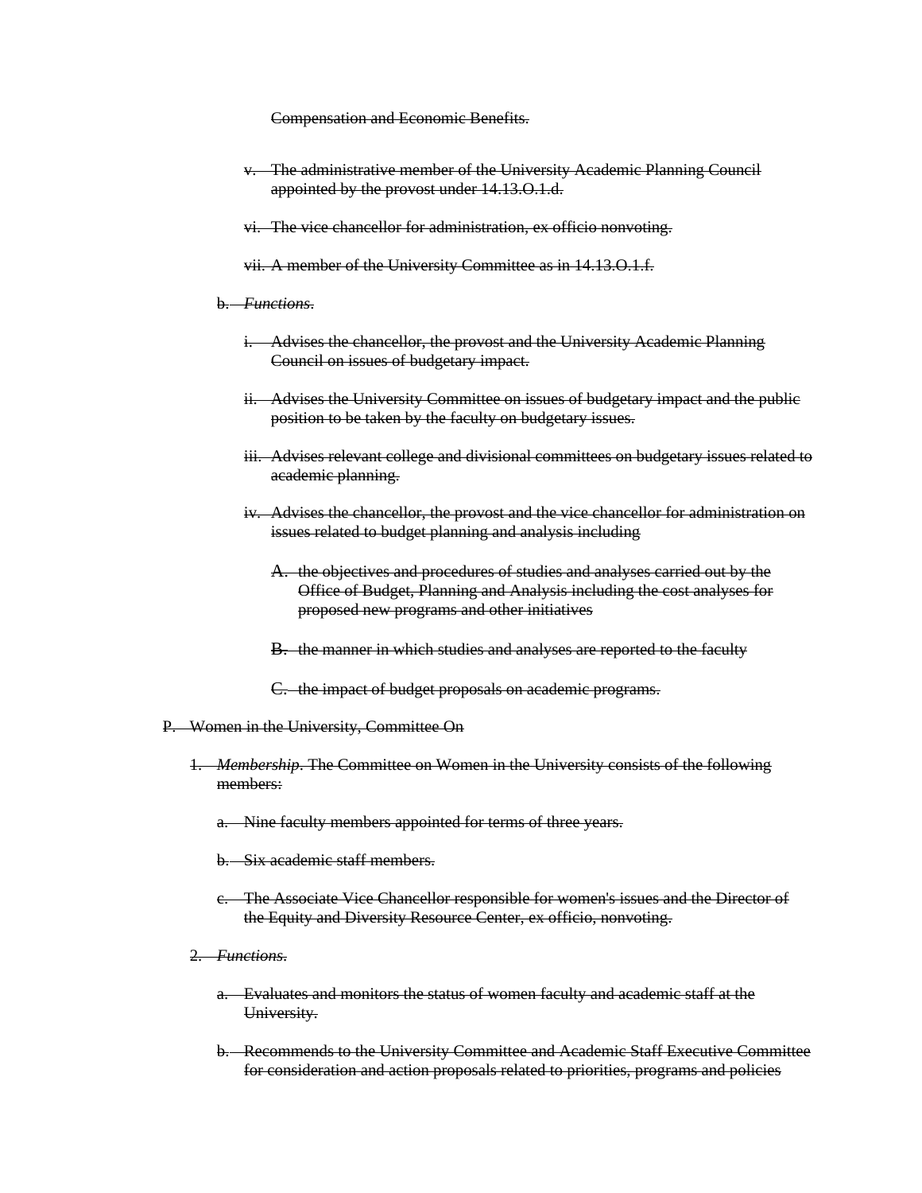~~Compensation and Economic Benefits.~~

   - v. ~~The administrative member of the University Academic Planning Council appointed by the provost under 14.13.O.1.d.~~
   - vi. ~~The vice chancellor for administration, ex officio nonvoting.~~
   - vii. ~~A member of the University Committee as in 14.13.O.1.f.~~

  - b. ~~*Functions*.~~
    - i. ~~Advises the chancellor, the provost and the University Academic Planning Council on issues of budgetary impact.~~
    - ii. ~~Advises the University Committee on issues of budgetary impact and the public position to be taken by the faculty on budgetary issues.~~
    - iii. ~~Advises relevant college and divisional committees on budgetary issues related to academic planning.~~
    - iv. ~~Advises the chancellor, the provost and the vice chancellor for administration on issues related to budget planning and analysis including~~
      - A. ~~the objectives and procedures of studies and analyses carried out by the Office of Budget, Planning and Analysis including the cost analyses for proposed new programs and other initiatives~~
      - B. ~~the manner in which studies and analyses are reported to the faculty~~
      - C. ~~the impact of budget proposals on academic programs.~~

P. ~~Women in the University, Committee On~~

1. ~~*Membership*. The Committee on Women in the University consists of the following members:~~
   - a. ~~Nine faculty members appointed for terms of three years.~~
   - b. ~~Six academic staff members.~~
   - c. ~~The Associate Vice Chancellor responsible for women's issues and the Director of the Equity and Diversity Resource Center, ex officio, nonvoting.~~
2. ~~*Functions*.~~
   - a. ~~Evaluates and monitors the status of women faculty and academic staff at the University.~~
   - b. ~~Recommends to the University Committee and Academic Staff Executive Committee for consideration and action proposals related to priorities, programs and policies~~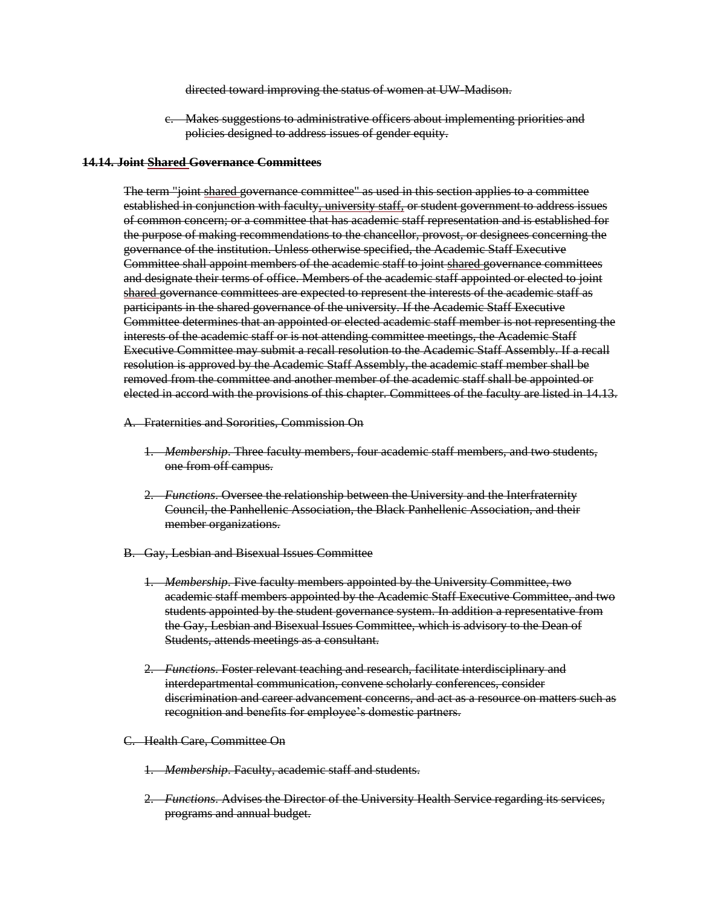directed toward improving the status of women at UW-Madison.

c. Makes suggestions to administrative officers about implementing priorities and policies designed to address issues of gender equity.

**14.14. Joint Shared Governance Committees**

The term "joint shared governance committee" as used in this section applies to a committee established in conjunction with faculty, university staff, or student government to address issues of common concern; or a committee that has academic staff representation and is established for the purpose of making recommendations to the chancellor, provost, or designees concerning the governance of the institution. Unless otherwise specified, the Academic Staff Executive Committee shall appoint members of the academic staff to joint shared governance committees and designate their terms of office. Members of the academic staff appointed or elected to joint shared governance committees are expected to represent the interests of the academic staff as participants in the shared governance of the university. If the Academic Staff Executive Committee determines that an appointed or elected academic staff member is not representing the interests of the academic staff or is not attending committee meetings, the Academic Staff Executive Committee may submit a recall resolution to the Academic Staff Assembly. If a recall resolution is approved by the Academic Staff Assembly, the academic staff member shall be removed from the committee and another member of the academic staff shall be appointed or elected in accord with the provisions of this chapter. Committees of the faculty are listed in 14.13.

A. Fraternities and Sororities, Commission On

1. *Membership*. Three faculty members, four academic staff members, and two students, one from off campus.

2. *Functions*. Oversee the relationship between the University and the Interfraternity Council, the Panhellenic Association, the Black Panhellenic Association, and their member organizations.

B. Gay, Lesbian and Bisexual Issues Committee

1. *Membership*. Five faculty members appointed by the University Committee, two academic staff members appointed by the Academic Staff Executive Committee, and two students appointed by the student governance system. In addition a representative from the Gay, Lesbian and Bisexual Issues Committee, which is advisory to the Dean of Students, attends meetings as a consultant.

2. *Functions*. Foster relevant teaching and research, facilitate interdisciplinary and interdepartmental communication, convene scholarly conferences, consider discrimination and career advancement concerns, and act as a resource on matters such as recognition and benefits for employee's domestic partners.

C. Health Care, Committee On

1. *Membership*. Faculty, academic staff and students.

2. *Functions*. Advises the Director of the University Health Service regarding its services, programs and annual budget.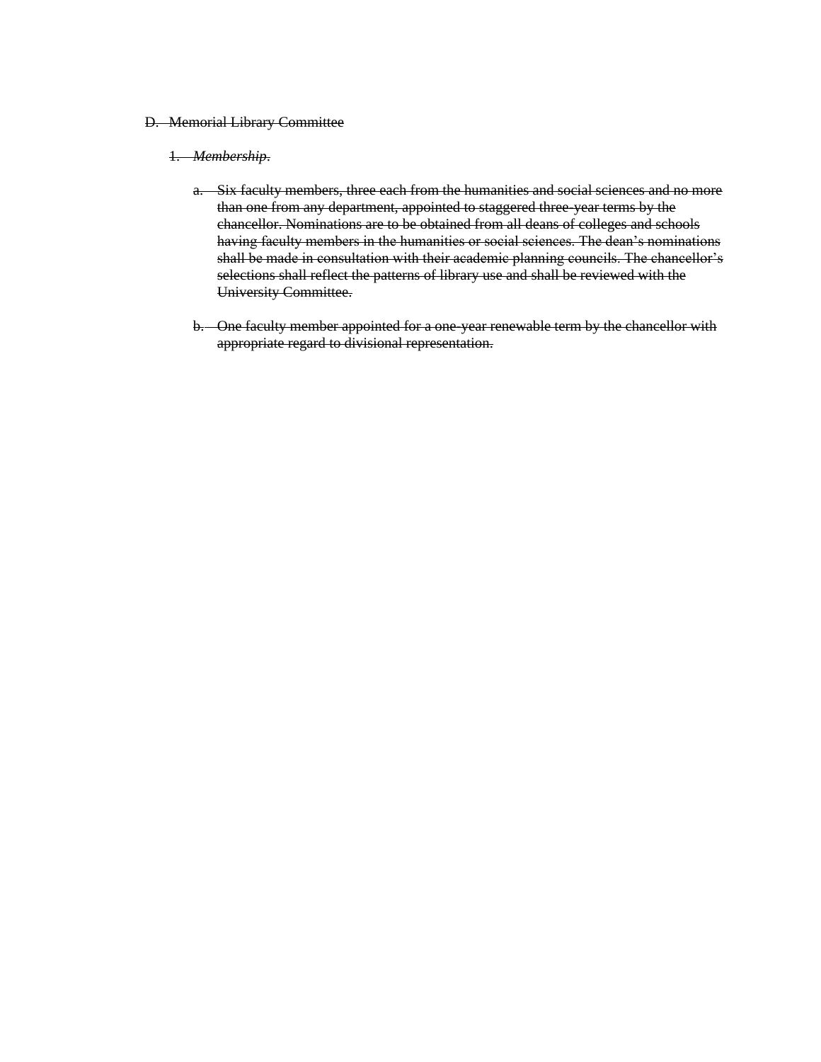~~D. Memorial Library Committee~~

~~1. *Membership.*~~

~~a. Six faculty members, three each from the humanities and social sciences and no more than one from any department, appointed to staggered three-year terms by the chancellor. Nominations are to be obtained from all deans of colleges and schools having faculty members in the humanities or social sciences. The dean's nominations shall be made in consultation with their academic planning councils. The chancellor's selections shall reflect the patterns of library use and shall be reviewed with the University Committee.~~

~~b. One faculty member appointed for a one-year renewable term by the chancellor with appropriate regard to divisional representation.~~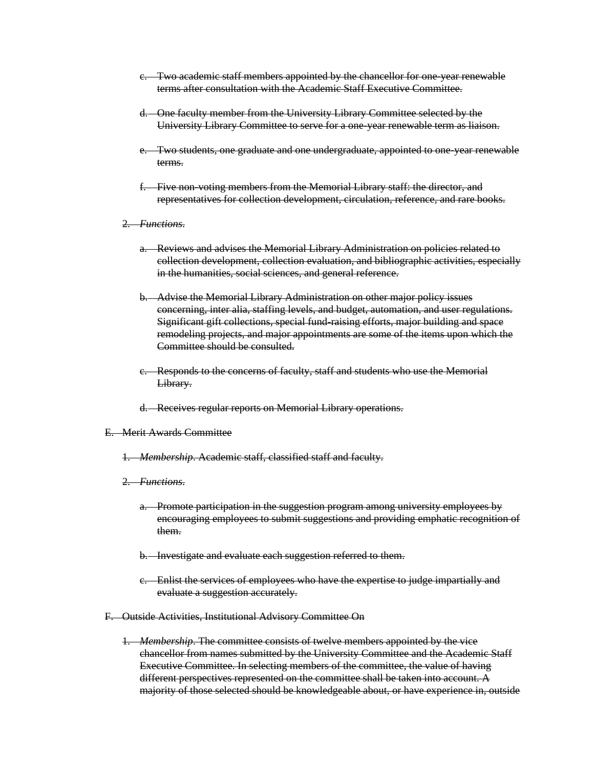~~c. Two academic staff members appointed by the chancellor for one-year renewable terms after consultation with the Academic Staff Executive Committee.~~

~~d. One faculty member from the University Library Committee selected by the University Library Committee to serve for a one-year renewable term as liaison.~~

~~e. Two students, one graduate and one undergraduate, appointed to one-year renewable terms.~~

~~f. Five non-voting members from the Memorial Library staff: the director, and representatives for collection development, circulation, reference, and rare books.~~

~~2. *Functions*.~~

~~a. Reviews and advises the Memorial Library Administration on policies related to collection development, collection evaluation, and bibliographic activities, especially in the humanities, social sciences, and general reference.~~

~~b. Advise the Memorial Library Administration on other major policy issues concerning, inter alia, staffing levels, and budget, automation, and user regulations. Significant gift collections, special fund-raising efforts, major building and space remodeling projects, and major appointments are some of the items upon which the Committee should be consulted.~~

~~c. Responds to the concerns of faculty, staff and students who use the Memorial Library.~~

~~d. Receives regular reports on Memorial Library operations.~~

~~E. Merit Awards Committee~~

~~1. *Membership*. Academic staff, classified staff and faculty.~~

~~2. *Functions*.~~

~~a. Promote participation in the suggestion program among university employees by encouraging employees to submit suggestions and providing emphatic recognition of them.~~

~~b. Investigate and evaluate each suggestion referred to them.~~

~~c. Enlist the services of employees who have the expertise to judge impartially and evaluate a suggestion accurately.~~

~~F. Outside Activities, Institutional Advisory Committee On~~

~~1. *Membership*. The committee consists of twelve members appointed by the vice chancellor from names submitted by the University Committee and the Academic Staff Executive Committee. In selecting members of the committee, the value of having different perspectives represented on the committee shall be taken into account. A majority of those selected should be knowledgeable about, or have experience in, outside~~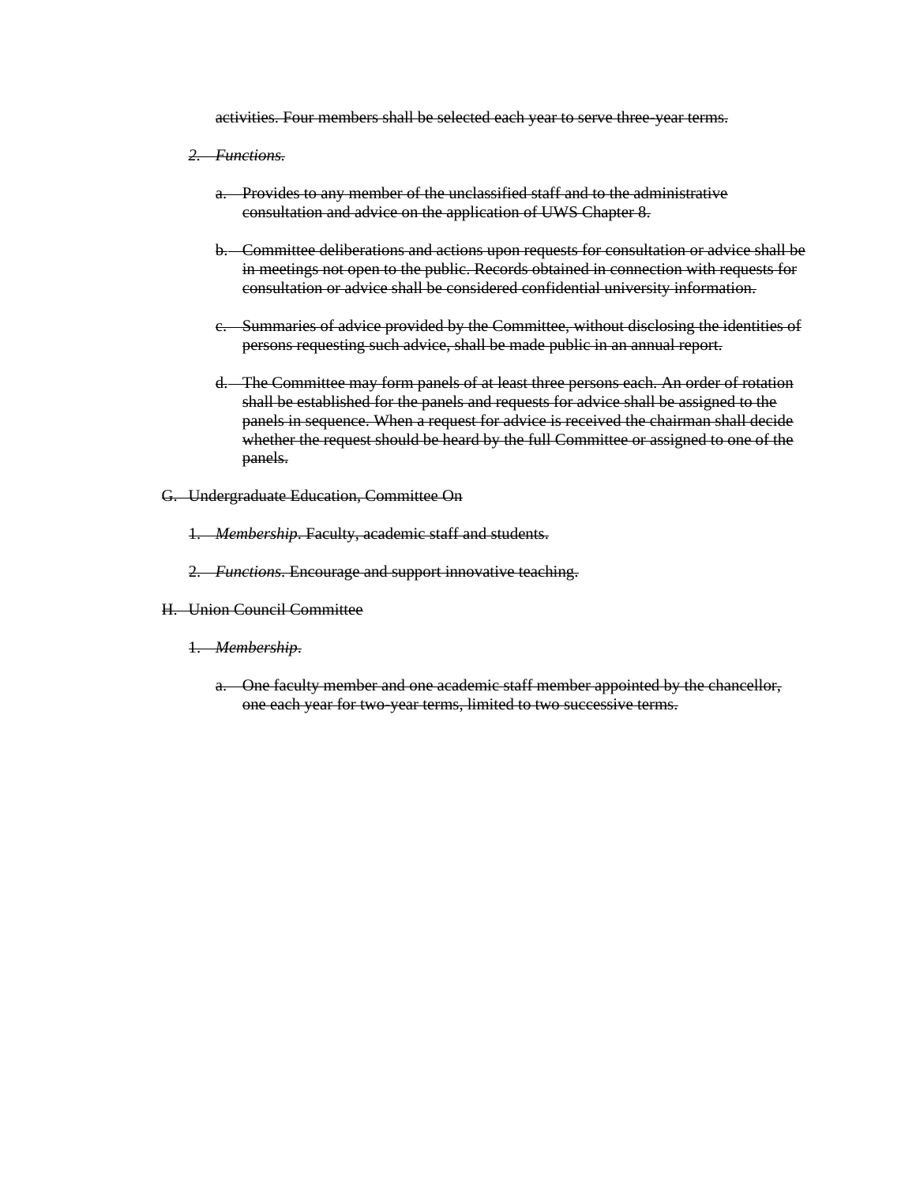~~activities. Four members shall be selected each year to serve three-year terms.~~

2. ~~*Functions.*~~

   a. ~~Provides to any member of the unclassified staff and to the administrative consultation and advice on the application of UWS Chapter 8.~~

   b. ~~Committee deliberations and actions upon requests for consultation or advice shall be in meetings not open to the public. Records obtained in connection with requests for consultation or advice shall be considered confidential university information.~~

   c. ~~Summaries of advice provided by the Committee, without disclosing the identities of persons requesting such advice, shall be made public in an annual report.~~

   d. ~~The Committee may form panels of at least three persons each. An order of rotation shall be established for the panels and requests for advice shall be assigned to the panels in sequence. When a request for advice is received the chairman shall decide whether the request should be heard by the full Committee or assigned to one of the panels.~~

G. ~~Undergraduate Education, Committee On~~

1. ~~*Membership*. Faculty, academic staff and students.~~

2. ~~*Functions*. Encourage and support innovative teaching.~~

H. ~~Union Council Committee~~

1. ~~*Membership*.~~

   a. ~~One faculty member and one academic staff member appointed by the chancellor, one each year for two-year terms, limited to two successive terms.~~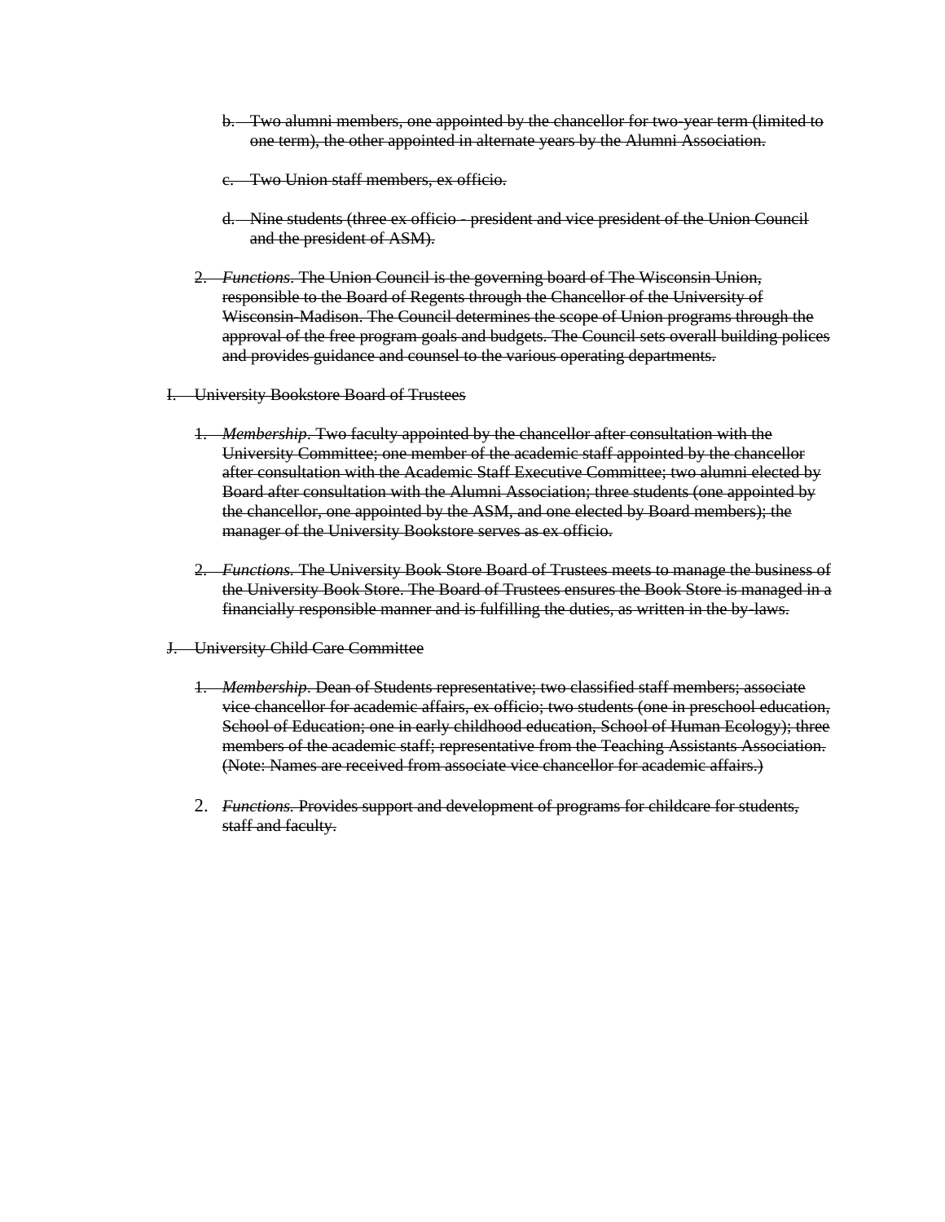~~b. Two alumni members, one appointed by the chancellor for two-year term (limited to one term), the other appointed in alternate years by the Alumni Association.~~

~~c. Two Union staff members, ex officio.~~

~~d. Nine students (three ex officio - president and vice president of the Union Council and the president of ASM).~~

~~2. *Functions*. The Union Council is the governing board of The Wisconsin Union, responsible to the Board of Regents through the Chancellor of the University of Wisconsin-Madison. The Council determines the scope of Union programs through the approval of the free program goals and budgets. The Council sets overall building polices and provides guidance and counsel to the various operating departments.~~

~~I. University Bookstore Board of Trustees~~

~~1. *Membership*. Two faculty appointed by the chancellor after consultation with the University Committee; one member of the academic staff appointed by the chancellor after consultation with the Academic Staff Executive Committee; two alumni elected by Board after consultation with the Alumni Association; three students (one appointed by the chancellor, one appointed by the ASM, and one elected by Board members); the manager of the University Bookstore serves as ex officio.~~

~~2. *Functions.* The University Book Store Board of Trustees meets to manage the business of the University Book Store. The Board of Trustees ensures the Book Store is managed in a financially responsible manner and is fulfilling the duties, as written in the by-laws.~~

~~J. University Child Care Committee~~

~~1. *Membership*. Dean of Students representative; two classified staff members; associate vice chancellor for academic affairs, ex officio; two students (one in preschool education, School of Education; one in early childhood education, School of Human Ecology); three members of the academic staff; representative from the Teaching Assistants Association. (Note: Names are received from associate vice chancellor for academic affairs.)~~

~~2. *Functions.* Provides support and development of programs for childcare for students, staff and faculty.~~